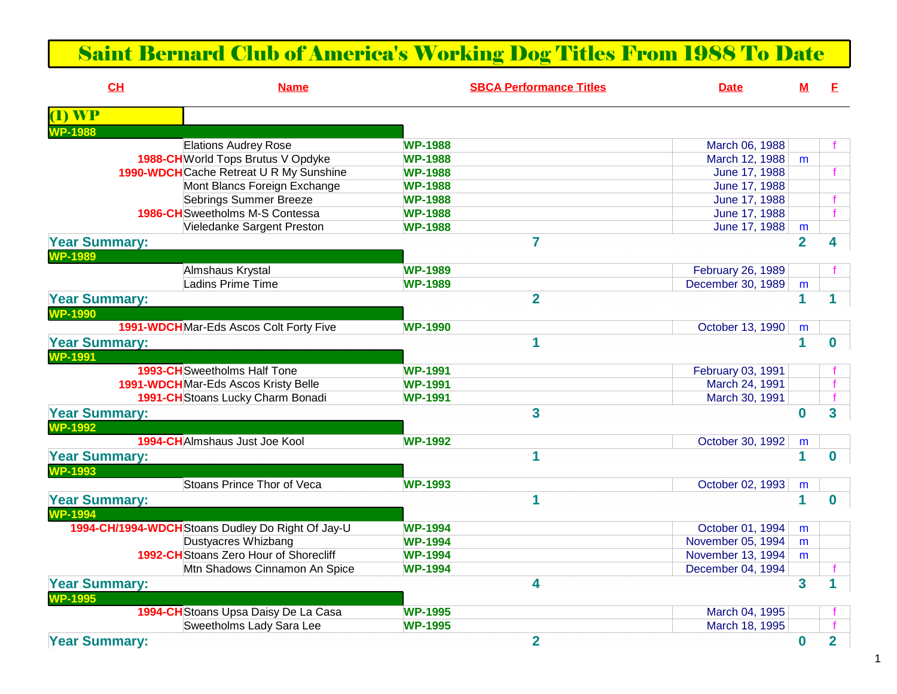# Saint Bernard Club of America's Working Dog Titles From 1988 To Date

| CH | Name | SBCA Performance Titles | Date | M | F |
|---|---|---|---|---|---|
| **(1) WP** | | | | | |
| **WP-1988** | | | | | |
| | Elations Audrey Rose | WP-1988 | March 06, 1988 | | f |
| 1988-CH | World Tops Brutus V Opdyke | WP-1988 | March 12, 1988 | m | |
| 1990-WDCH | Cache Retreat U R My Sunshine | WP-1988 | June 17, 1988 | | f |
| | Mont Blancs Foreign Exchange | WP-1988 | June 17, 1988 | | |
| | Sebrings Summer Breeze | WP-1988 | June 17, 1988 | | f |
| 1986-CH | Sweetholms M-S Contessa | WP-1988 | June 17, 1988 | | f |
| | Vieledanke Sargent Preston | WP-1988 | June 17, 1988 | m | |
| **Year Summary:** | | 7 | | 2 | 4 |
| **WP-1989** | | | | | |
| | Almshaus Krystal | WP-1989 | February 26, 1989 | | f |
| | Ladins Prime Time | WP-1989 | December 30, 1989 | m | |
| **Year Summary:** | | 2 | | 1 | 1 |
| **WP-1990** | | | | | |
| 1991-WDCH | Mar-Eds Ascos Colt Forty Five | WP-1990 | October 13, 1990 | m | |
| **Year Summary:** | | 1 | | 1 | 0 |
| **WP-1991** | | | | | |
| 1993-CH | Sweetholms Half Tone | WP-1991 | February 03, 1991 | | f |
| 1991-WDCH | Mar-Eds Ascos Kristy Belle | WP-1991 | March 24, 1991 | | f |
| 1991-CH | Stoans Lucky Charm Bonadi | WP-1991 | March 30, 1991 | | f |
| **Year Summary:** | | 3 | | 0 | 3 |
| **WP-1992** | | | | | |
| 1994-CH | Almshaus Just Joe Kool | WP-1992 | October 30, 1992 | m | |
| **Year Summary:** | | 1 | | 1 | 0 |
| **WP-1993** | | | | | |
| | Stoans Prince Thor of Veca | WP-1993 | October 02, 1993 | m | |
| **Year Summary:** | | 1 | | 1 | 0 |
| **WP-1994** | | | | | |
| 1994-CH/1994-WDCH | Stoans Dudley Do Right Of Jay-U | WP-1994 | October 01, 1994 | m | |
| | Dustyacres Whizbang | WP-1994 | November 05, 1994 | m | |
| 1992-CH | Stoans Zero Hour of Shorecliff | WP-1994 | November 13, 1994 | m | |
| | Mtn Shadows Cinnamon An Spice | WP-1994 | December 04, 1994 | | f |
| **Year Summary:** | | 4 | | 3 | 1 |
| **WP-1995** | | | | | |
| 1994-CH | Stoans Upsa Daisy De La Casa | WP-1995 | March 04, 1995 | | f |
| | Sweetholms Lady Sara Lee | WP-1995 | March 18, 1995 | | f |
| **Year Summary:** | | 2 | | 0 | 2 |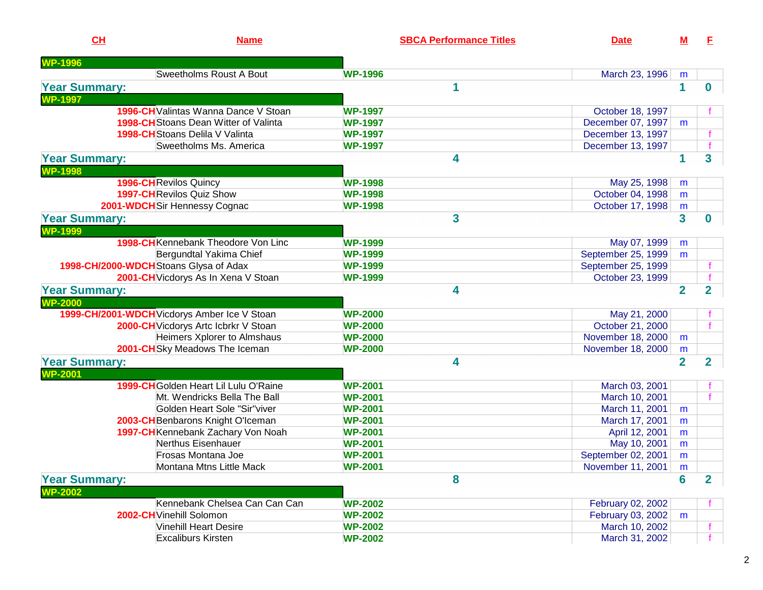| CH | Name | SBCA Performance Titles | Date | M | F |
|---|---|---|---|---|---|
| **WP-1996** | | | | | |
| | Sweetholms Roust A Bout | WP-1996 | March 23, 1996 | m | |
| **Year Summary:** | | 1 | | 1 | 0 |
| **WP-1997** | | | | | |
| 1996-CH | Valintas Wanna Dance V Stoan | WP-1997 | October 18, 1997 | | f |
| 1998-CH | Stoans Dean Witter of Valinta | WP-1997 | December 07, 1997 | m | |
| 1998-CH | Stoans Delila V Valinta | WP-1997 | December 13, 1997 | | f |
| | Sweetholms Ms. America | WP-1997 | December 13, 1997 | | f |
| **Year Summary:** | | 4 | | 1 | 3 |
| **WP-1998** | | | | | |
| 1996-CH | Revilos Quincy | WP-1998 | May 25, 1998 | m | |
| 1997-CH | Revilos Quiz Show | WP-1998 | October 04, 1998 | m | |
| 2001-WDCH | Sir Hennessy Cognac | WP-1998 | October 17, 1998 | m | |
| **Year Summary:** | | 3 | | 3 | 0 |
| **WP-1999** | | | | | |
| 1998-CH | Kennebank Theodore Von Linc | WP-1999 | May 07, 1999 | m | |
| | Bergundtal Yakima Chief | WP-1999 | September 25, 1999 | m | |
| 1998-CH/2000-WDCH | Stoans Glysa of Adax | WP-1999 | September 25, 1999 | | f |
| 2001-CH | Vicdorys As In Xena V Stoan | WP-1999 | October 23, 1999 | | f |
| **Year Summary:** | | 4 | | 2 | 2 |
| **WP-2000** | | | | | |
| 1999-CH/2001-WDCH | Vicdorys Amber Ice V Stoan | WP-2000 | May 21, 2000 | | f |
| 2000-CH | Vicdorys Artc Icbrkr V Stoan | WP-2000 | October 21, 2000 | | f |
| | Heimers Xplorer to Almshaus | WP-2000 | November 18, 2000 | m | |
| 2001-CH | Sky Meadows The Iceman | WP-2000 | November 18, 2000 | m | |
| **Year Summary:** | | 4 | | 2 | 2 |
| **WP-2001** | | | | | |
| 1999-CH | Golden Heart Lil Lulu O'Raine | WP-2001 | March 03, 2001 | | f |
| | Mt. Wendricks Bella The Ball | WP-2001 | March 10, 2001 | | f |
| | Golden Heart Sole "Sir"viver | WP-2001 | March 11, 2001 | m | |
| 2003-CH | Benbarons Knight O'Iceman | WP-2001 | March 17, 2001 | m | |
| 1997-CH | Kennebank Zachary Von Noah | WP-2001 | April 12, 2001 | m | |
| | Nerthus Eisenhauer | WP-2001 | May 10, 2001 | m | |
| | Frosas Montana Joe | WP-2001 | September 02, 2001 | m | |
| | Montana Mtns Little Mack | WP-2001 | November 11, 2001 | m | |
| **Year Summary:** | | 8 | | 6 | 2 |
| **WP-2002** | | | | | |
| | Kennebank Chelsea Can Can Can | WP-2002 | February 02, 2002 | | f |
| 2002-CH | Vinehill Solomon | WP-2002 | February 03, 2002 | m | |
| | Vinehill Heart Desire | WP-2002 | March 10, 2002 | | f |
| | Excaliburs Kirsten | WP-2002 | March 31, 2002 | | f |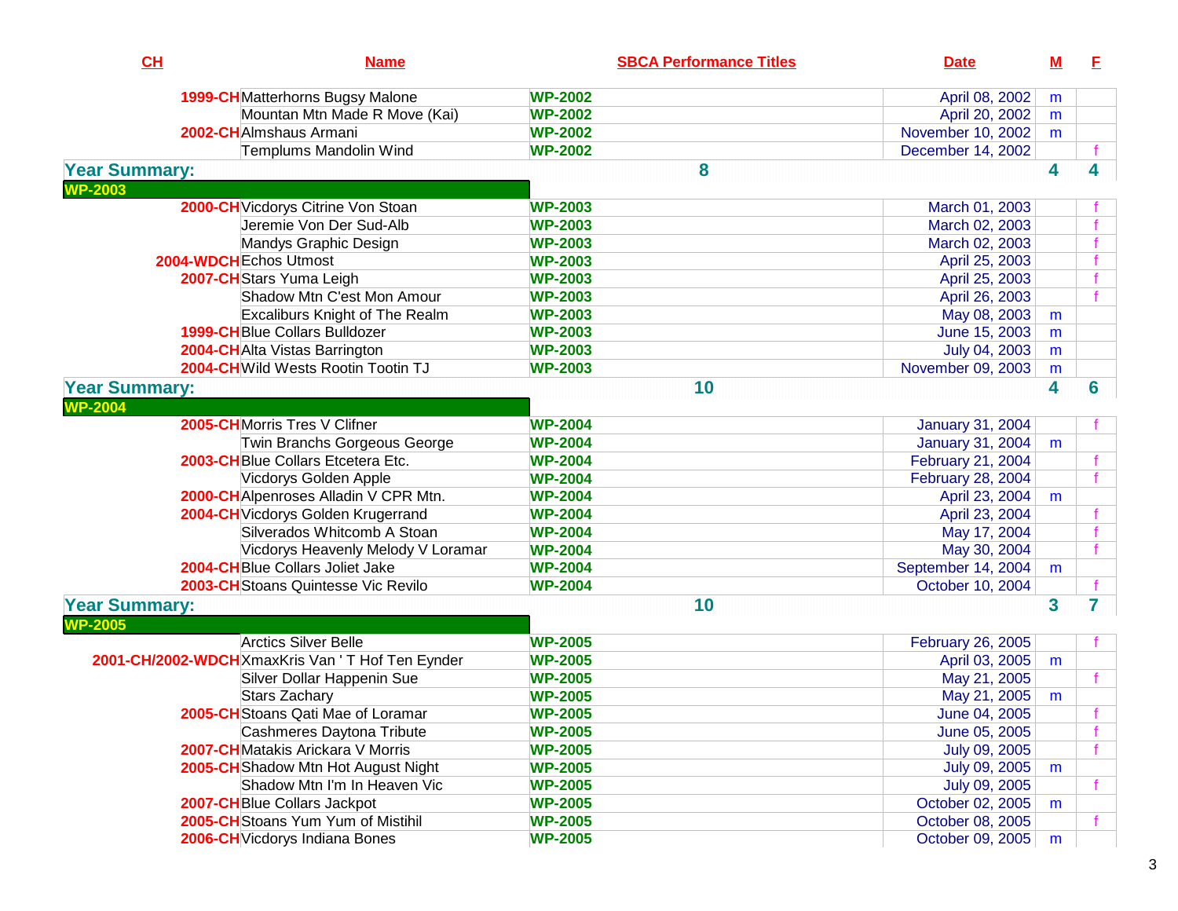| CH | Name | SBCA Performance Titles | Date | M | F |
|---|---|---|---|---|---|
| 1999-CH | Matterhorns Bugsy Malone | WP-2002 | April 08, 2002 | m | |
| | Mountan Mtn Made R Move (Kai) | WP-2002 | April 20, 2002 | m | |
| 2002-CH | Almshaus Armani | WP-2002 | November 10, 2002 | m | |
| | Templums Mandolin Wind | WP-2002 | December 14, 2002 | | f |
| **Year Summary:** | | **8** | | **4** | **4** |
| **WP-2003** | | | | | |
| 2000-CH | Vicdorys Citrine Von Stoan | WP-2003 | March 01, 2003 | | f |
| | Jeremie Von Der Sud-Alb | WP-2003 | March 02, 2003 | | f |
| | Mandys Graphic Design | WP-2003 | March 02, 2003 | | f |
| 2004-WDCH | Echos Utmost | WP-2003 | April 25, 2003 | | f |
| 2007-CH | Stars Yuma Leigh | WP-2003 | April 25, 2003 | | f |
| | Shadow Mtn C'est Mon Amour | WP-2003 | April 26, 2003 | | f |
| | Excaliburs Knight of The Realm | WP-2003 | May 08, 2003 | m | |
| 1999-CH | Blue Collars Bulldozer | WP-2003 | June 15, 2003 | m | |
| 2004-CH | Alta Vistas Barrington | WP-2003 | July 04, 2003 | m | |
| 2004-CH | Wild Wests Rootin Tootin TJ | WP-2003 | November 09, 2003 | m | |
| **Year Summary:** | | **10** | | **4** | **6** |
| **WP-2004** | | | | | |
| 2005-CH | Morris Tres V Clifner | WP-2004 | January 31, 2004 | | f |
| | Twin Branchs Gorgeous George | WP-2004 | January 31, 2004 | m | |
| 2003-CH | Blue Collars Etcetera Etc. | WP-2004 | February 21, 2004 | | f |
| | Vicdorys Golden Apple | WP-2004 | February 28, 2004 | | f |
| 2000-CH | Alpenroses Alladin V CPR Mtn. | WP-2004 | April 23, 2004 | m | |
| 2004-CH | Vicdorys Golden Krugerrand | WP-2004 | April 23, 2004 | | f |
| | Silverados Whitcomb A Stoan | WP-2004 | May 17, 2004 | | f |
| | Vicdorys Heavenly Melody V Loramar | WP-2004 | May 30, 2004 | | f |
| 2004-CH | Blue Collars Joliet Jake | WP-2004 | September 14, 2004 | m | |
| 2003-CH | Stoans Quintesse Vic Revilo | WP-2004 | October 10, 2004 | | f |
| **Year Summary:** | | **10** | | **3** | **7** |
| **WP-2005** | | | | | |
| | Arctics Silver Belle | WP-2005 | February 26, 2005 | | f |
| 2001-CH/2002-WDCH | XmaxKris Van ' T Hof Ten Eynder | WP-2005 | April 03, 2005 | m | |
| | Silver Dollar Happenin Sue | WP-2005 | May 21, 2005 | | f |
| | Stars Zachary | WP-2005 | May 21, 2005 | m | |
| 2005-CH | Stoans Qati Mae of Loramar | WP-2005 | June 04, 2005 | | f |
| | Cashmeres Daytona Tribute | WP-2005 | June 05, 2005 | | f |
| 2007-CH | Matakis Arickara V Morris | WP-2005 | July 09, 2005 | | f |
| 2005-CH | Shadow Mtn Hot August Night | WP-2005 | July 09, 2005 | m | |
| | Shadow Mtn I'm In Heaven Vic | WP-2005 | July 09, 2005 | | f |
| 2007-CH | Blue Collars Jackpot | WP-2005 | October 02, 2005 | m | |
| 2005-CH | Stoans Yum Yum of Mistihil | WP-2005 | October 08, 2005 | | f |
| 2006-CH | Vicdorys Indiana Bones | WP-2005 | October 09, 2005 | m | |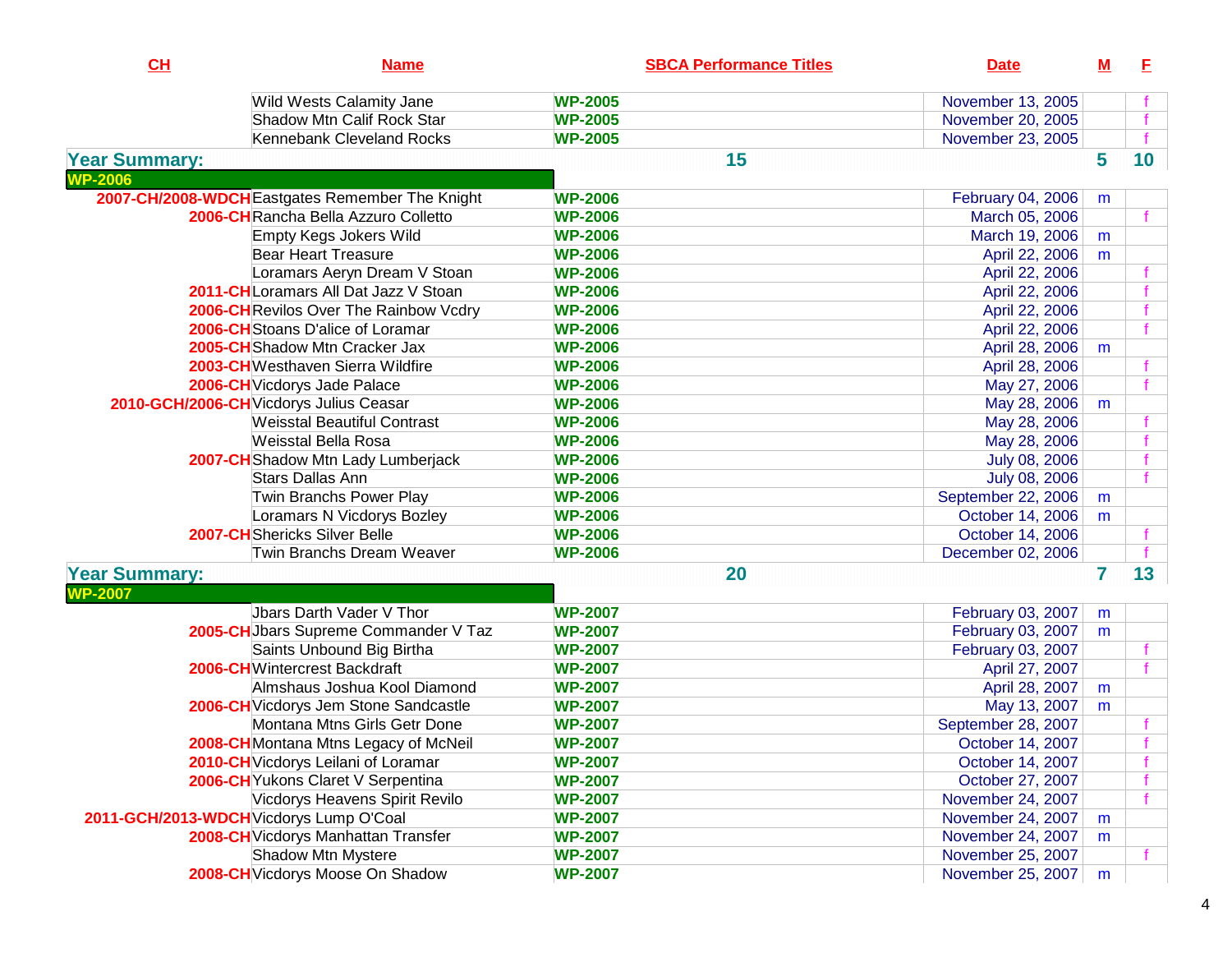| CH | Name | SBCA Performance Titles | Date | M | F |
|---|---|---|---|---|---|
| | Wild Wests Calamity Jane | WP-2005 | November 13, 2005 | | f |
| | Shadow Mtn Calif Rock Star | WP-2005 | November 20, 2005 | | f |
| | Kennebank Cleveland Rocks | WP-2005 | November 23, 2005 | | f |
| **Year Summary:** | | **15** | | **5** | **10** |
| **WP-2006** | | | | | |
| 2007-CH/2008-WDCH | Eastgates Remember The Knight | WP-2006 | February 04, 2006 | m | |
| 2006-CH | Rancha Bella Azzuro Colletto | WP-2006 | March 05, 2006 | | f |
| | Empty Kegs Jokers Wild | WP-2006 | March 19, 2006 | m | |
| | Bear Heart Treasure | WP-2006 | April 22, 2006 | m | |
| | Loramars Aeryn Dream V Stoan | WP-2006 | April 22, 2006 | | f |
| 2011-CH | Loramars All Dat Jazz V Stoan | WP-2006 | April 22, 2006 | | f |
| 2006-CH | Revilos Over The Rainbow Vcdry | WP-2006 | April 22, 2006 | | f |
| 2006-CH | Stoans D'alice of Loramar | WP-2006 | April 22, 2006 | | f |
| 2005-CH | Shadow Mtn Cracker Jax | WP-2006 | April 28, 2006 | m | |
| 2003-CH | Westhaven Sierra Wildfire | WP-2006 | April 28, 2006 | | f |
| 2006-CH | Vicdorys Jade Palace | WP-2006 | May 27, 2006 | | f |
| 2010-GCH/2006-CH | Vicdorys Julius Ceasar | WP-2006 | May 28, 2006 | m | |
| | Weisstal Beautiful Contrast | WP-2006 | May 28, 2006 | | f |
| | Weisstal Bella Rosa | WP-2006 | May 28, 2006 | | f |
| 2007-CH | Shadow Mtn Lady Lumberjack | WP-2006 | July 08, 2006 | | f |
| | Stars Dallas Ann | WP-2006 | July 08, 2006 | | f |
| | Twin Branchs Power Play | WP-2006 | September 22, 2006 | m | |
| | Loramars N Vicdorys Bozley | WP-2006 | October 14, 2006 | m | |
| 2007-CH | Shericks Silver Belle | WP-2006 | October 14, 2006 | | f |
| | Twin Branchs Dream Weaver | WP-2006 | December 02, 2006 | | f |
| **Year Summary:** | | **20** | | **7** | **13** |
| **WP-2007** | | | | | |
| | Jbars Darth Vader V Thor | WP-2007 | February 03, 2007 | m | |
| 2005-CH | Jbars Supreme Commander V Taz | WP-2007 | February 03, 2007 | m | |
| | Saints Unbound Big Birtha | WP-2007 | February 03, 2007 | | f |
| 2006-CH | Wintercrest Backdraft | WP-2007 | April 27, 2007 | | f |
| | Almshaus Joshua Kool Diamond | WP-2007 | April 28, 2007 | m | |
| 2006-CH | Vicdorys Jem Stone Sandcastle | WP-2007 | May 13, 2007 | m | |
| | Montana Mtns Girls Getr Done | WP-2007 | September 28, 2007 | | f |
| 2008-CH | Montana Mtns Legacy of McNeil | WP-2007 | October 14, 2007 | | f |
| 2010-CH | Vicdorys Leilani of Loramar | WP-2007 | October 14, 2007 | | f |
| 2006-CH | Yukons Claret V Serpentina | WP-2007 | October 27, 2007 | | f |
| | Vicdorys Heavens Spirit Revilo | WP-2007 | November 24, 2007 | | f |
| 2011-GCH/2013-WDCH | Vicdorys Lump O'Coal | WP-2007 | November 24, 2007 | m | |
| 2008-CH | Vicdorys Manhattan Transfer | WP-2007 | November 24, 2007 | m | |
| | Shadow Mtn Mystere | WP-2007 | November 25, 2007 | | f |
| 2008-CH | Vicdorys Moose On Shadow | WP-2007 | November 25, 2007 | m | |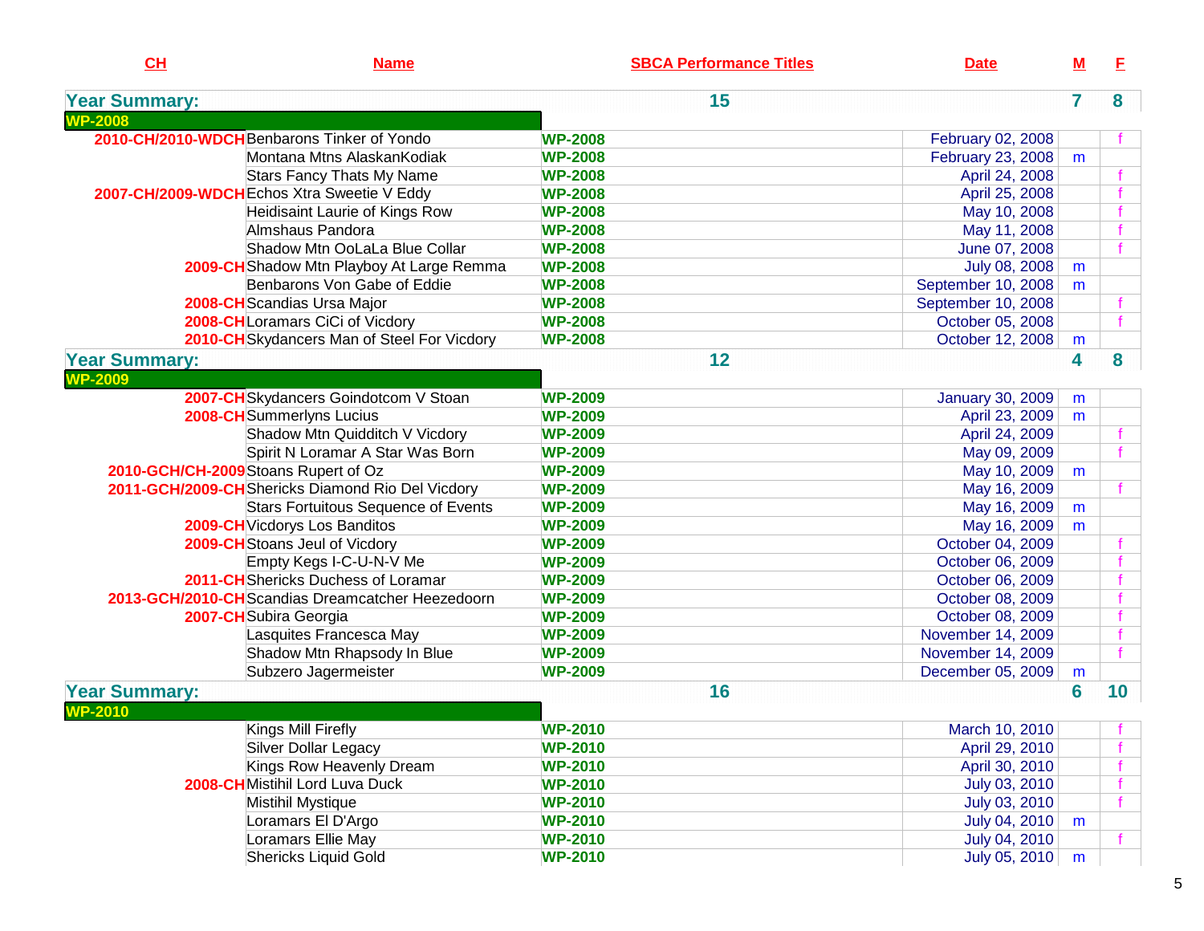| CH | Name | SBCA Performance Titles | Date | M | F |
|---|---|---|---|---|---|
| **Year Summary:** | | **15** | | **7** | **8** |
| **WP-2008** | | | | | |
| 2010-CH/2010-WDCH | Benbarons Tinker of Yondo | WP-2008 | February 02, 2008 | | f |
| | Montana Mtns AlaskanKodiak | WP-2008 | February 23, 2008 | m | |
| | Stars Fancy Thats My Name | WP-2008 | April 24, 2008 | | f |
| 2007-CH/2009-WDCH | Echos Xtra Sweetie V Eddy | WP-2008 | April 25, 2008 | | f |
| | Heidisaint Laurie of Kings Row | WP-2008 | May 10, 2008 | | f |
| | Almshaus Pandora | WP-2008 | May 11, 2008 | | f |
| | Shadow Mtn OoLaLa Blue Collar | WP-2008 | June 07, 2008 | | f |
| 2009-CH | Shadow Mtn Playboy At Large Remma | WP-2008 | July 08, 2008 | m | |
| | Benbarons Von Gabe of Eddie | WP-2008 | September 10, 2008 | m | |
| 2008-CH | Scandias Ursa Major | WP-2008 | September 10, 2008 | | f |
| 2008-CH | Loramars CiCi of Vicdory | WP-2008 | October 05, 2008 | | f |
| 2010-CH | Skydancers Man of Steel For Vicdory | WP-2008 | October 12, 2008 | m | |
| **Year Summary:** | | **12** | | **4** | **8** |
| **WP-2009** | | | | | |
| 2007-CH | Skydancers Goindotcom V Stoan | WP-2009 | January 30, 2009 | m | |
| 2008-CH | Summerlyns Lucius | WP-2009 | April 23, 2009 | m | |
| | Shadow Mtn Quidditch V Vicdory | WP-2009 | April 24, 2009 | | f |
| | Spirit N Loramar A Star Was Born | WP-2009 | May 09, 2009 | | f |
| 2010-GCH/CH-2009 | Stoans Rupert of Oz | WP-2009 | May 10, 2009 | m | |
| 2011-GCH/2009-CH | Shericks Diamond Rio Del Vicdory | WP-2009 | May 16, 2009 | | f |
| | Stars Fortuitous Sequence of Events | WP-2009 | May 16, 2009 | m | |
| 2009-CH | Vicdorys Los Banditos | WP-2009 | May 16, 2009 | m | |
| 2009-CH | Stoans Jeul of Vicdory | WP-2009 | October 04, 2009 | | f |
| | Empty Kegs I-C-U-N-V Me | WP-2009 | October 06, 2009 | | f |
| 2011-CH | Shericks Duchess of Loramar | WP-2009 | October 06, 2009 | | f |
| 2013-GCH/2010-CH | Scandias Dreamcatcher Heezedoorn | WP-2009 | October 08, 2009 | | f |
| 2007-CH | Subira Georgia | WP-2009 | October 08, 2009 | | f |
| | Lasquites Francesca May | WP-2009 | November 14, 2009 | | f |
| | Shadow Mtn Rhapsody In Blue | WP-2009 | November 14, 2009 | | f |
| | Subzero Jagermeister | WP-2009 | December 05, 2009 | m | |
| **Year Summary:** | | **16** | | **6** | **10** |
| **WP-2010** | | | | | |
| | Kings Mill Firefly | WP-2010 | March 10, 2010 | | f |
| | Silver Dollar Legacy | WP-2010 | April 29, 2010 | | f |
| | Kings Row Heavenly Dream | WP-2010 | April 30, 2010 | | f |
| 2008-CH | Mistihil Lord Luva Duck | WP-2010 | July 03, 2010 | | f |
| | Mistihil Mystique | WP-2010 | July 03, 2010 | | f |
| | Loramars El D'Argo | WP-2010 | July 04, 2010 | m | |
| | Loramars Ellie May | WP-2010 | July 04, 2010 | | f |
| | Shericks Liquid Gold | WP-2010 | July 05, 2010 | m | |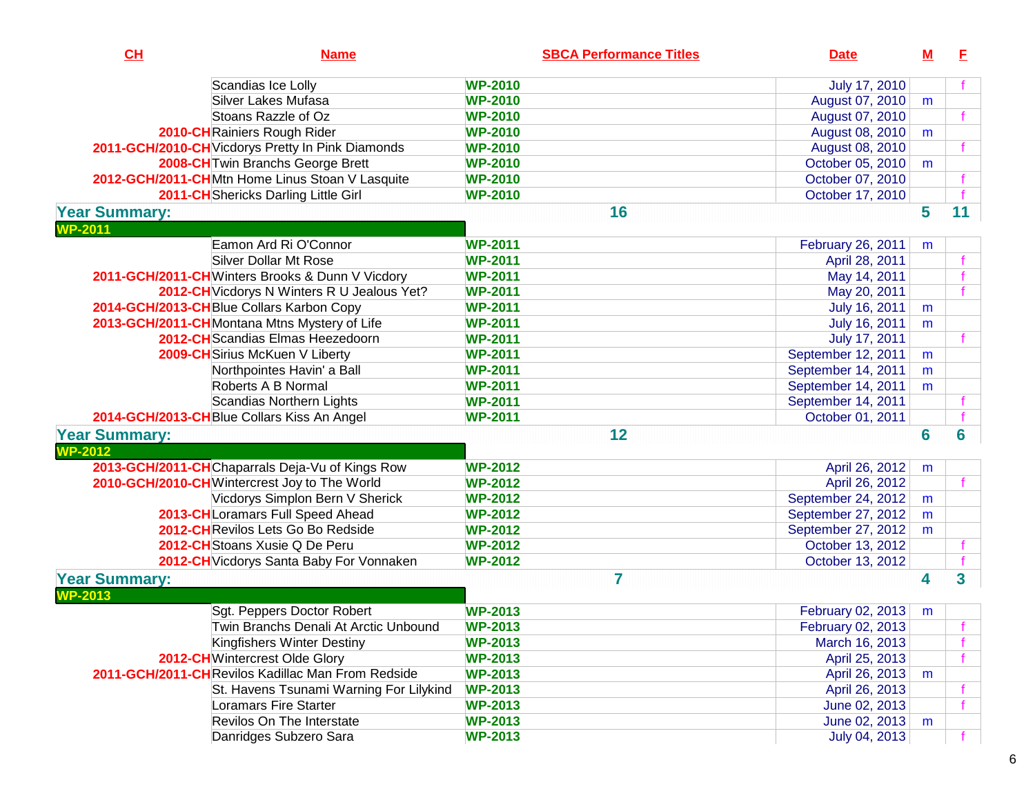| CH | Name | SBCA Performance Titles | Date | M | F |
|---|---|---|---|---|---|
| | Scandias Ice Lolly | WP-2010 | July 17, 2010 | | f |
| | Silver Lakes Mufasa | WP-2010 | August 07, 2010 | m | |
| | Stoans Razzle of Oz | WP-2010 | August 07, 2010 | | f |
| 2010-CH | Rainiers Rough Rider | WP-2010 | August 08, 2010 | m | |
| 2011-GCH/2010-CH | Vicdorys Pretty In Pink Diamonds | WP-2010 | August 08, 2010 | | f |
| 2008-CH | Twin Branchs George Brett | WP-2010 | October 05, 2010 | m | |
| 2012-GCH/2011-CH | Mtn Home Linus Stoan V Lasquite | WP-2010 | October 07, 2010 | | f |
| 2011-CH | Shericks Darling Little Girl | WP-2010 | October 17, 2010 | | f |
| **Year Summary:** | | **16** | | **5** | **11** |
| **WP-2011** | | | | | |
| | Eamon Ard Ri O'Connor | WP-2011 | February 26, 2011 | m | |
| | Silver Dollar Mt Rose | WP-2011 | April 28, 2011 | | f |
| 2011-GCH/2011-CH | Winters Brooks & Dunn V Vicdory | WP-2011 | May 14, 2011 | | f |
| 2012-CH | Vicdorys N Winters R U Jealous Yet? | WP-2011 | May 20, 2011 | | f |
| 2014-GCH/2013-CH | Blue Collars Karbon Copy | WP-2011 | July 16, 2011 | m | |
| 2013-GCH/2011-CH | Montana Mtns Mystery of Life | WP-2011 | July 16, 2011 | m | |
| 2012-CH | Scandias Elmas Heezedoorn | WP-2011 | July 17, 2011 | | f |
| 2009-CH | Sirius McKuen V Liberty | WP-2011 | September 12, 2011 | m | |
| | Northpointes Havin' a Ball | WP-2011 | September 14, 2011 | m | |
| | Roberts A B Normal | WP-2011 | September 14, 2011 | m | |
| | Scandias Northern Lights | WP-2011 | September 14, 2011 | | f |
| 2014-GCH/2013-CH | Blue Collars Kiss An Angel | WP-2011 | October 01, 2011 | | f |
| **Year Summary:** | | **12** | | **6** | **6** |
| **WP-2012** | | | | | |
| 2013-GCH/2011-CH | Chaparrals Deja-Vu of Kings Row | WP-2012 | April 26, 2012 | m | |
| 2010-GCH/2010-CH | Wintercrest Joy to The World | WP-2012 | April 26, 2012 | | f |
| | Vicdorys Simplon Bern V Sherick | WP-2012 | September 24, 2012 | m | |
| 2013-CH | Loramars Full Speed Ahead | WP-2012 | September 27, 2012 | m | |
| 2012-CH | Revilos Lets Go Bo Redside | WP-2012 | September 27, 2012 | m | |
| 2012-CH | Stoans Xusie Q De Peru | WP-2012 | October 13, 2012 | | f |
| 2012-CH | Vicdorys Santa Baby For Vonnaken | WP-2012 | October 13, 2012 | | f |
| **Year Summary:** | | **7** | | **4** | **3** |
| **WP-2013** | | | | | |
| | Sgt. Peppers Doctor Robert | WP-2013 | February 02, 2013 | m | |
| | Twin Branchs Denali At Arctic Unbound | WP-2013 | February 02, 2013 | | f |
| | Kingfishers Winter Destiny | WP-2013 | March 16, 2013 | | f |
| 2012-CH | Wintercrest Olde Glory | WP-2013 | April 25, 2013 | | f |
| 2011-GCH/2011-CH | Revilos Kadillac Man From Redside | WP-2013 | April 26, 2013 | m | |
| | St. Havens Tsunami Warning For Lilykind | WP-2013 | April 26, 2013 | | f |
| | Loramars Fire Starter | WP-2013 | June 02, 2013 | | f |
| | Revilos On The Interstate | WP-2013 | June 02, 2013 | m | |
| | Danridges Subzero Sara | WP-2013 | July 04, 2013 | | f |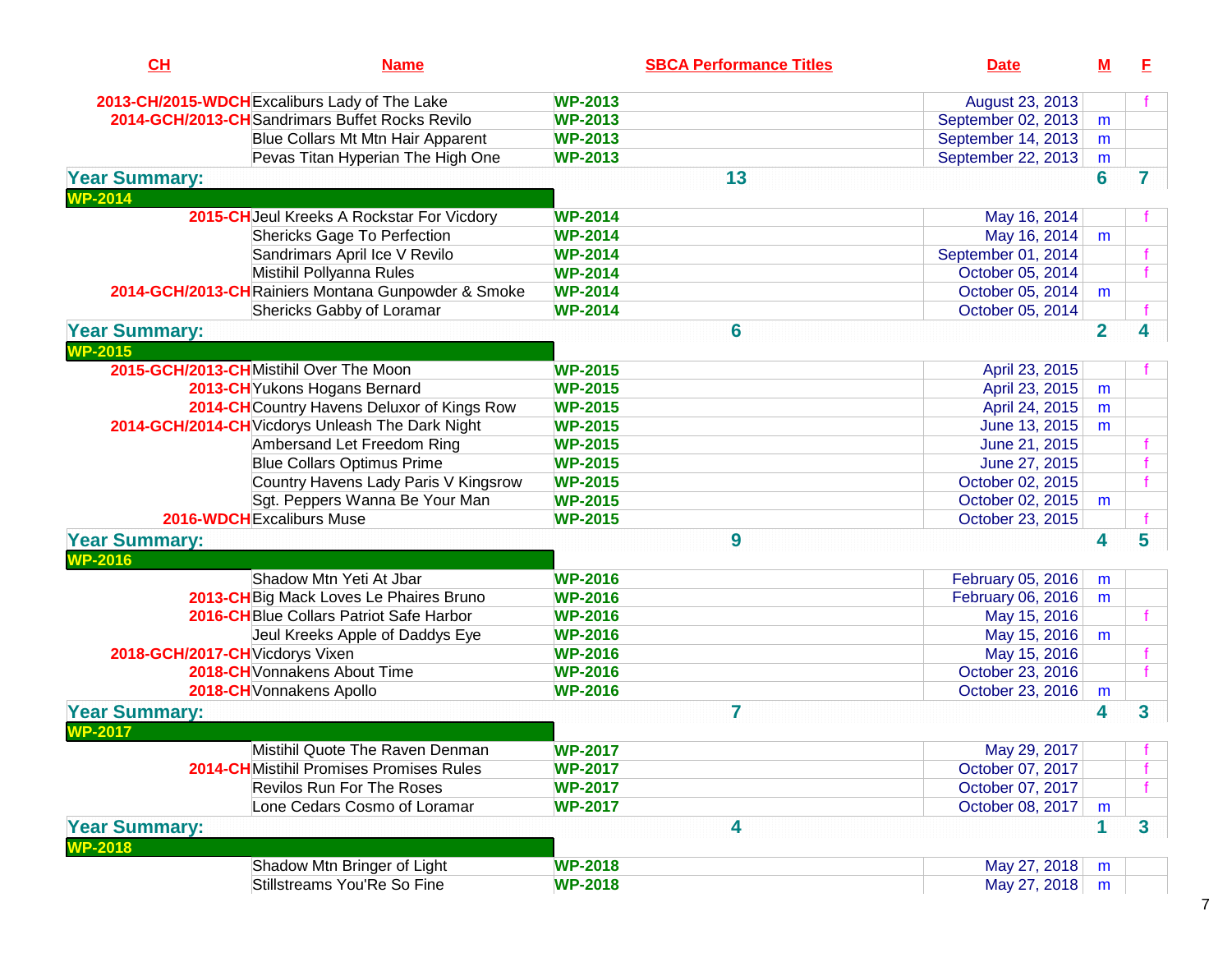| CH | Name | SBCA Performance Titles | Date | M | F |
|---|---|---|---|---|---|
| 2013-CH/2015-WDCH | Excaliburs Lady of The Lake | WP-2013 | August 23, 2013 | | f |
| 2014-GCH/2013-CH | Sandrimars Buffet Rocks Revilo | WP-2013 | September 02, 2013 | m | |
| | Blue Collars Mt Mtn Hair Apparent | WP-2013 | September 14, 2013 | m | |
| | Pevas Titan Hyperian The High One | WP-2013 | September 22, 2013 | m | |
| **Year Summary:** | | **13** | | **6** | **7** |
| **WP-2014** | | | | | |
| 2015-CH | Jeul Kreeks A Rockstar For Vicdory | WP-2014 | May 16, 2014 | | f |
| | Shericks Gage To Perfection | WP-2014 | May 16, 2014 | m | |
| | Sandrimars April Ice V Revilo | WP-2014 | September 01, 2014 | | f |
| | Mistihil Pollyanna Rules | WP-2014 | October 05, 2014 | | f |
| 2014-GCH/2013-CH | Rainiers Montana Gunpowder & Smoke | WP-2014 | October 05, 2014 | m | |
| | Shericks Gabby of Loramar | WP-2014 | October 05, 2014 | | f |
| **Year Summary:** | | **6** | | **2** | **4** |
| **WP-2015** | | | | | |
| 2015-GCH/2013-CH | Mistihil Over The Moon | WP-2015 | April 23, 2015 | | f |
| 2013-CH | Yukons Hogans Bernard | WP-2015 | April 23, 2015 | m | |
| 2014-CH | Country Havens Deluxor of Kings Row | WP-2015 | April 24, 2015 | m | |
| 2014-GCH/2014-CH | Vicdorys Unleash The Dark Night | WP-2015 | June 13, 2015 | m | |
| | Ambersand Let Freedom Ring | WP-2015 | June 21, 2015 | | f |
| | Blue Collars Optimus Prime | WP-2015 | June 27, 2015 | | f |
| | Country Havens Lady Paris V Kingsrow | WP-2015 | October 02, 2015 | | f |
| | Sgt. Peppers Wanna Be Your Man | WP-2015 | October 02, 2015 | m | |
| 2016-WDCH | Excaliburs Muse | WP-2015 | October 23, 2015 | | f |
| **Year Summary:** | | **9** | | **4** | **5** |
| **WP-2016** | | | | | |
| | Shadow Mtn Yeti At Jbar | WP-2016 | February 05, 2016 | m | |
| 2013-CH | Big Mack Loves Le Phaires Bruno | WP-2016 | February 06, 2016 | m | |
| 2016-CH | Blue Collars Patriot Safe Harbor | WP-2016 | May 15, 2016 | | f |
| | Jeul Kreeks Apple of Daddys Eye | WP-2016 | May 15, 2016 | m | |
| 2018-GCH/2017-CH | Vicdorys Vixen | WP-2016 | May 15, 2016 | | f |
| 2018-CH | Vonnakens About Time | WP-2016 | October 23, 2016 | | f |
| 2018-CH | Vonnakens Apollo | WP-2016 | October 23, 2016 | m | |
| **Year Summary:** | | **7** | | **4** | **3** |
| **WP-2017** | | | | | |
| | Mistihil Quote The Raven Denman | WP-2017 | May 29, 2017 | | f |
| 2014-CH | Mistihil Promises Promises Rules | WP-2017 | October 07, 2017 | | f |
| | Revilos Run For The Roses | WP-2017 | October 07, 2017 | | f |
| | Lone Cedars Cosmo of Loramar | WP-2017 | October 08, 2017 | m | |
| **Year Summary:** | | **4** | | **1** | **3** |
| **WP-2018** | | | | | |
| | Shadow Mtn Bringer of Light | WP-2018 | May 27, 2018 | m | |
| | Stillstreams You'Re So Fine | WP-2018 | May 27, 2018 | m | |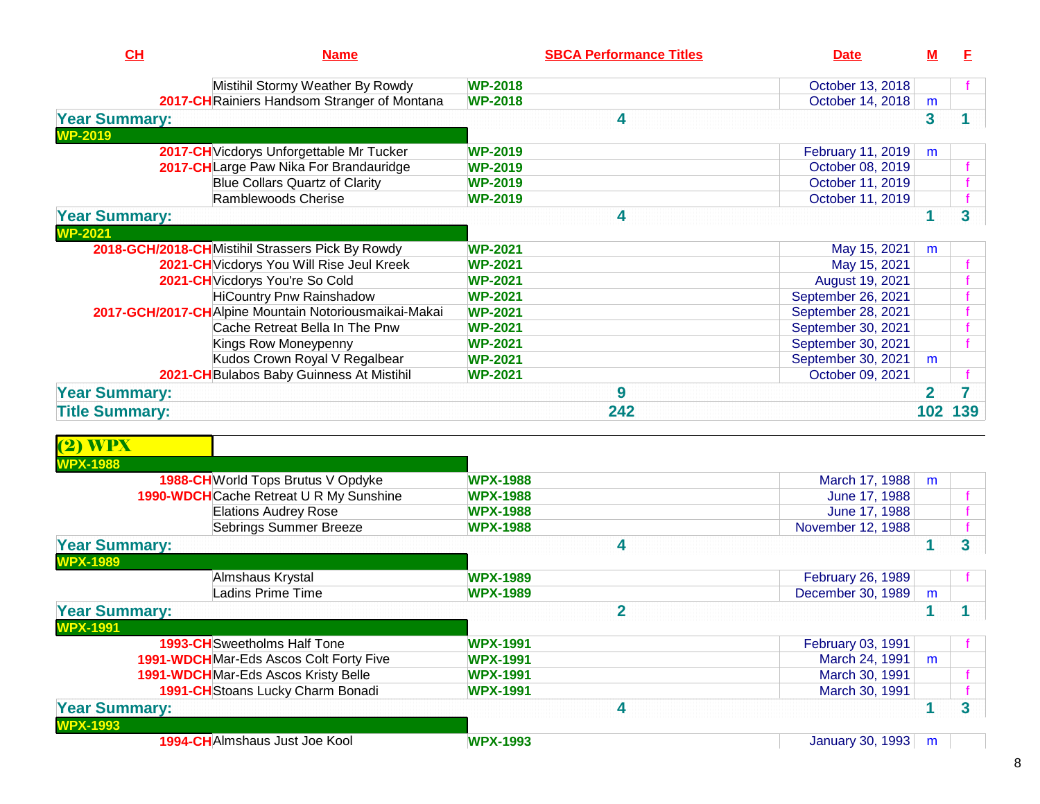| CH | Name | SBCA Performance Titles | Date | M | F |
|---|---|---|---|---|---|
| | Mistihil Stormy Weather By Rowdy | WP-2018 | October 13, 2018 | | f |
| 2017-CH | Rainiers Handsom Stranger of Montana | WP-2018 | October 14, 2018 | m | |
| **Year Summary:** | | **4** | | **3** | **1** |
| **WP-2019** | | | | | |
| 2017-CH | Vicdorys Unforgettable Mr Tucker | WP-2019 | February 11, 2019 | m | |
| 2017-CH | Large Paw Nika For Brandauridge | WP-2019 | October 08, 2019 | | f |
| | Blue Collars Quartz of Clarity | WP-2019 | October 11, 2019 | | f |
| | Ramblewoods Cherise | WP-2019 | October 11, 2019 | | f |
| **Year Summary:** | | **4** | | **1** | **3** |
| **WP-2021** | | | | | |
| 2018-GCH/2018-CH | Mistihil Strassers Pick By Rowdy | WP-2021 | May 15, 2021 | m | |
| 2021-CH | Vicdorys You Will Rise Jeul Kreek | WP-2021 | May 15, 2021 | | f |
| 2021-CH | Vicdorys You're So Cold | WP-2021 | August 19, 2021 | | f |
| | HiCountry Pnw Rainshadow | WP-2021 | September 26, 2021 | | f |
| 2017-GCH/2017-CH | Alpine Mountain Notoriousmaikai-Makai | WP-2021 | September 28, 2021 | | f |
| | Cache Retreat Bella In The Pnw | WP-2021 | September 30, 2021 | | f |
| | Kings Row Moneypenny | WP-2021 | September 30, 2021 | | f |
| | Kudos Crown Royal V Regalbear | WP-2021 | September 30, 2021 | m | |
| 2021-CH | Bulabos Baby Guinness At Mistihil | WP-2021 | October 09, 2021 | | f |
| **Year Summary:** | | **9** | | **2** | **7** |
| **Title Summary:** | | **242** | | **102** | **139** |

## (2) WPX

| CH | Name | SBCA Performance Titles | Date | M | F |
|---|---|---|---|---|---|
| **WPX-1988** | | | | | |
| 1988-CH | World Tops Brutus V Opdyke | WPX-1988 | March 17, 1988 | m | |
| 1990-WDCH | Cache Retreat U R My Sunshine | WPX-1988 | June 17, 1988 | | f |
| | Elations Audrey Rose | WPX-1988 | June 17, 1988 | | f |
| | Sebrings Summer Breeze | WPX-1988 | November 12, 1988 | | f |
| **Year Summary:** | | **4** | | **1** | **3** |
| **WPX-1989** | | | | | |
| | Almshaus Krystal | WPX-1989 | February 26, 1989 | | f |
| | Ladins Prime Time | WPX-1989 | December 30, 1989 | m | |
| **Year Summary:** | | **2** | | **1** | **1** |
| **WPX-1991** | | | | | |
| 1993-CH | Sweetholms Half Tone | WPX-1991 | February 03, 1991 | | f |
| 1991-WDCH | Mar-Eds Ascos Colt Forty Five | WPX-1991 | March 24, 1991 | m | |
| 1991-WDCH | Mar-Eds Ascos Kristy Belle | WPX-1991 | March 30, 1991 | | f |
| 1991-CH | Stoans Lucky Charm Bonadi | WPX-1991 | March 30, 1991 | | f |
| **Year Summary:** | | **4** | | **1** | **3** |
| **WPX-1993** | | | | | |
| 1994-CH | Almshaus Just Joe Kool | WPX-1993 | January 30, 1993 | m | |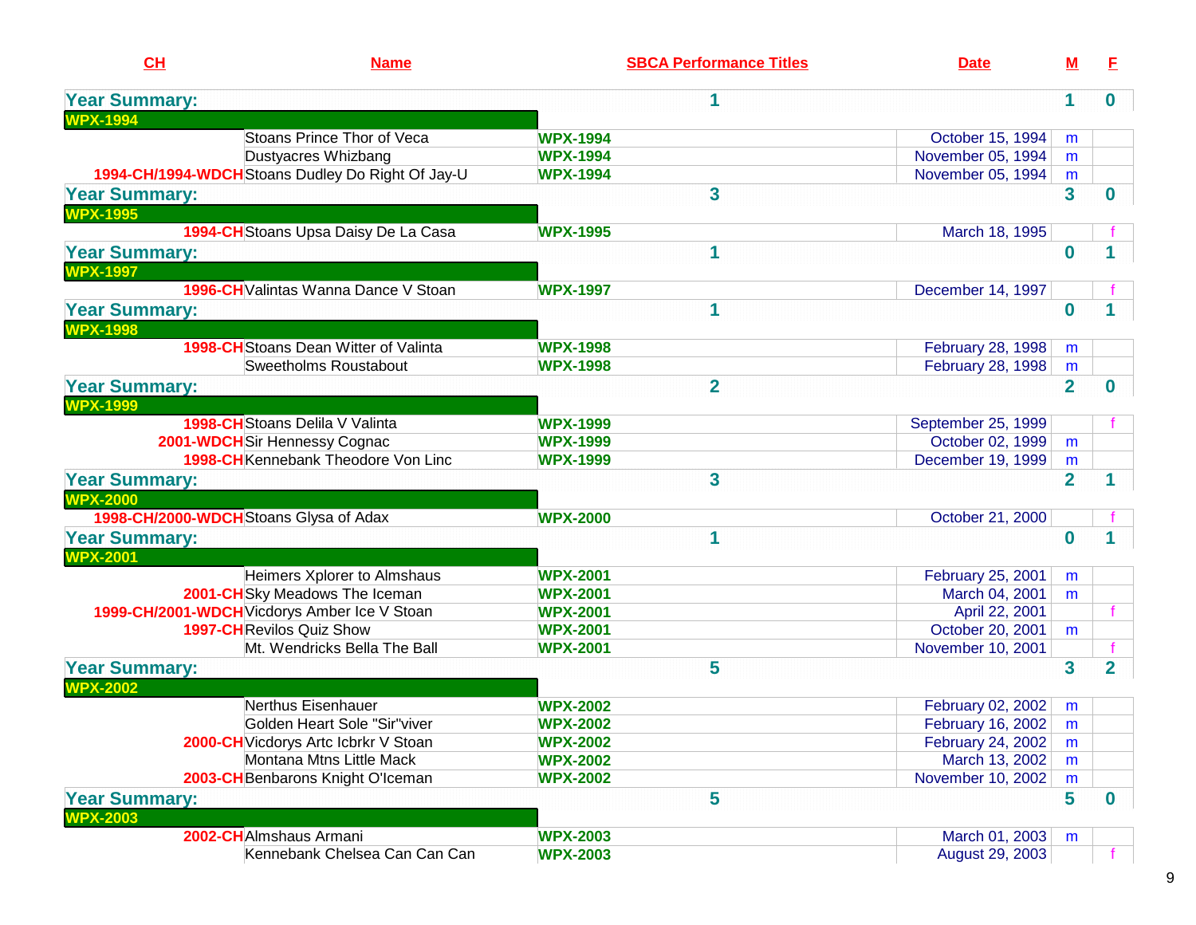| CH | Name | SBCA Performance Titles | Date | M | F |
|---|---|---|---|---|---|
| **Year Summary:** | | **1** | | **1** | **0** |
| **WPX-1994** | | | | | |
| | Stoans Prince Thor of Veca | **WPX-1994** | October 15, 1994 | m | |
| | Dustyacres Whizbang | **WPX-1994** | November 05, 1994 | m | |
| **1994-CH/1994-WDCH** | Stoans Dudley Do Right Of Jay-U | **WPX-1994** | November 05, 1994 | m | |
| **Year Summary:** | | **3** | | **3** | **0** |
| **WPX-1995** | | | | | |
| **1994-CH** | Stoans Upsa Daisy De La Casa | **WPX-1995** | March 18, 1995 | | f |
| **Year Summary:** | | **1** | | **0** | **1** |
| **WPX-1997** | | | | | |
| **1996-CH** | Valintas Wanna Dance V Stoan | **WPX-1997** | December 14, 1997 | | f |
| **Year Summary:** | | **1** | | **0** | **1** |
| **WPX-1998** | | | | | |
| **1998-CH** | Stoans Dean Witter of Valinta | **WPX-1998** | February 28, 1998 | m | |
| | Sweetholms Roustabout | **WPX-1998** | February 28, 1998 | m | |
| **Year Summary:** | | **2** | | **2** | **0** |
| **WPX-1999** | | | | | |
| **1998-CH** | Stoans Delila V Valinta | **WPX-1999** | September 25, 1999 | | f |
| **2001-WDCH** | Sir Hennessy Cognac | **WPX-1999** | October 02, 1999 | m | |
| **1998-CH** | Kennebank Theodore Von Linc | **WPX-1999** | December 19, 1999 | m | |
| **Year Summary:** | | **3** | | **2** | **1** |
| **WPX-2000** | | | | | |
| **1998-CH/2000-WDCH** | Stoans Glysa of Adax | **WPX-2000** | October 21, 2000 | | f |
| **Year Summary:** | | **1** | | **0** | **1** |
| **WPX-2001** | | | | | |
| | Heimers Xplorer to Almshaus | **WPX-2001** | February 25, 2001 | m | |
| **2001-CH** | Sky Meadows The Iceman | **WPX-2001** | March 04, 2001 | m | |
| **1999-CH/2001-WDCH** | Vicdorys Amber Ice V Stoan | **WPX-2001** | April 22, 2001 | | f |
| **1997-CH** | Revilos Quiz Show | **WPX-2001** | October 20, 2001 | m | |
| | Mt. Wendricks Bella The Ball | **WPX-2001** | November 10, 2001 | | f |
| **Year Summary:** | | **5** | | **3** | **2** |
| **WPX-2002** | | | | | |
| | Nerthus Eisenhauer | **WPX-2002** | February 02, 2002 | m | |
| | Golden Heart Sole "Sir"viver | **WPX-2002** | February 16, 2002 | m | |
| **2000-CH** | Vicdorys Artc Icbrkr V Stoan | **WPX-2002** | February 24, 2002 | m | |
| | Montana Mtns Little Mack | **WPX-2002** | March 13, 2002 | m | |
| **2003-CH** | Benbarons Knight O'Iceman | **WPX-2002** | November 10, 2002 | m | |
| **Year Summary:** | | **5** | | **5** | **0** |
| **WPX-2003** | | | | | |
| **2002-CH** | Almshaus Armani | **WPX-2003** | March 01, 2003 | m | |
| | Kennebank Chelsea Can Can Can | **WPX-2003** | August 29, 2003 | | f |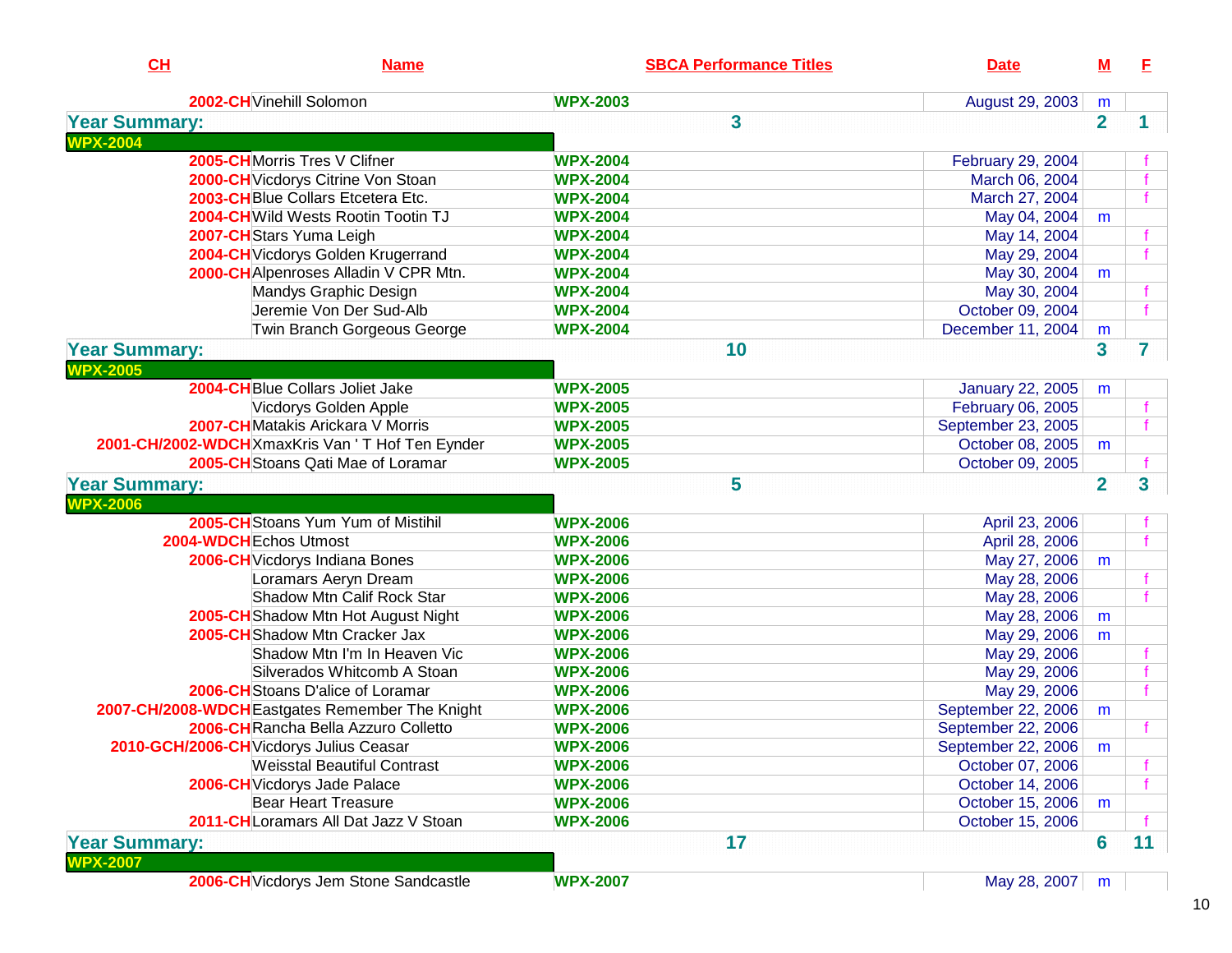| CH | Name | SBCA Performance Titles | Date | M | F |
|---|---|---|---|---|---|
| 2002-CH | Vinehill Solomon | WPX-2003 | August 29, 2003 | m | |
| **Year Summary:** | | 3 | | 2 | 1 |
| **WPX-2004** | | | | | |
| 2005-CH | Morris Tres V Clifner | WPX-2004 | February 29, 2004 | | f |
| 2000-CH | Vicdorys Citrine Von Stoan | WPX-2004 | March 06, 2004 | | f |
| 2003-CH | Blue Collars Etcetera Etc. | WPX-2004 | March 27, 2004 | | f |
| 2004-CH | Wild Wests Rootin Tootin TJ | WPX-2004 | May 04, 2004 | m | |
| 2007-CH | Stars Yuma Leigh | WPX-2004 | May 14, 2004 | | f |
| 2004-CH | Vicdorys Golden Krugerrand | WPX-2004 | May 29, 2004 | | f |
| 2000-CH | Alpenroses Alladin V CPR Mtn. | WPX-2004 | May 30, 2004 | m | |
| | Mandys Graphic Design | WPX-2004 | May 30, 2004 | | f |
| | Jeremie Von Der Sud-Alb | WPX-2004 | October 09, 2004 | | f |
| | Twin Branch Gorgeous George | WPX-2004 | December 11, 2004 | m | |
| **Year Summary:** | | 10 | | 3 | 7 |
| **WPX-2005** | | | | | |
| 2004-CH | Blue Collars Joliet Jake | WPX-2005 | January 22, 2005 | m | |
| | Vicdorys Golden Apple | WPX-2005 | February 06, 2005 | | f |
| 2007-CH | Matakis Arickara V Morris | WPX-2005 | September 23, 2005 | | f |
| 2001-CH/2002-WDCH | XmaxKris Van ' T Hof Ten Eynder | WPX-2005 | October 08, 2005 | m | |
| 2005-CH | Stoans Qati Mae of Loramar | WPX-2005 | October 09, 2005 | | f |
| **Year Summary:** | | 5 | | 2 | 3 |
| **WPX-2006** | | | | | |
| 2005-CH | Stoans Yum Yum of Mistihil | WPX-2006 | April 23, 2006 | | f |
| 2004-WDCH | Echos Utmost | WPX-2006 | April 28, 2006 | | f |
| 2006-CH | Vicdorys Indiana Bones | WPX-2006 | May 27, 2006 | m | |
| | Loramars Aeryn Dream | WPX-2006 | May 28, 2006 | | f |
| | Shadow Mtn Calif Rock Star | WPX-2006 | May 28, 2006 | | f |
| 2005-CH | Shadow Mtn Hot August Night | WPX-2006 | May 28, 2006 | m | |
| 2005-CH | Shadow Mtn Cracker Jax | WPX-2006 | May 29, 2006 | m | |
| | Shadow Mtn I'm In Heaven Vic | WPX-2006 | May 29, 2006 | | f |
| | Silverados Whitcomb A Stoan | WPX-2006 | May 29, 2006 | | f |
| 2006-CH | Stoans D'alice of Loramar | WPX-2006 | May 29, 2006 | | f |
| 2007-CH/2008-WDCH | Eastgates Remember The Knight | WPX-2006 | September 22, 2006 | m | |
| 2006-CH | Rancha Bella Azzuro Colletto | WPX-2006 | September 22, 2006 | | f |
| 2010-GCH/2006-CH | Vicdorys Julius Ceasar | WPX-2006 | September 22, 2006 | m | |
| | Weisstal Beautiful Contrast | WPX-2006 | October 07, 2006 | | f |
| 2006-CH | Vicdorys Jade Palace | WPX-2006 | October 14, 2006 | | f |
| | Bear Heart Treasure | WPX-2006 | October 15, 2006 | m | |
| 2011-CH | Loramars All Dat Jazz V Stoan | WPX-2006 | October 15, 2006 | | f |
| **Year Summary:** | | 17 | | 6 | 11 |
| **WPX-2007** | | | | | |
| 2006-CH | Vicdorys Jem Stone Sandcastle | WPX-2007 | May 28, 2007 | m | |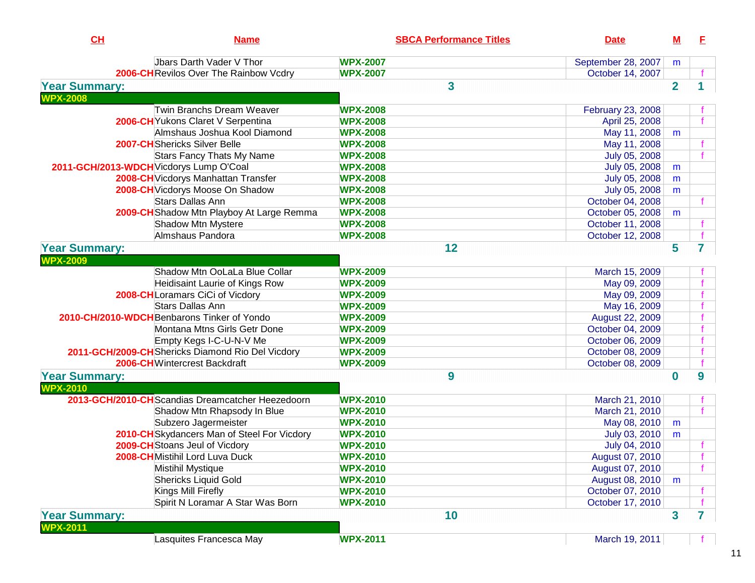| CH | Name | SBCA Performance Titles | Date | M | F |
|---|---|---|---|---|---|
| | Jbars Darth Vader V Thor | WPX-2007 | September 28, 2007 | m | |
| 2006-CH | Revilos Over The Rainbow Vcdry | WPX-2007 | October 14, 2007 | | f |
| **Year Summary:** | | **3** | | **2** | **1** |
| **WPX-2008** | | | | | |
| | Twin Branchs Dream Weaver | WPX-2008 | February 23, 2008 | | f |
| 2006-CH | Yukons Claret V Serpentina | WPX-2008 | April 25, 2008 | | f |
| | Almshaus Joshua Kool Diamond | WPX-2008 | May 11, 2008 | m | |
| 2007-CH | Shericks Silver Belle | WPX-2008 | May 11, 2008 | | f |
| | Stars Fancy Thats My Name | WPX-2008 | July 05, 2008 | | f |
| 2011-GCH/2013-WDCH | Vicdorys Lump O'Coal | WPX-2008 | July 05, 2008 | m | |
| 2008-CH | Vicdorys Manhattan Transfer | WPX-2008 | July 05, 2008 | m | |
| 2008-CH | Vicdorys Moose On Shadow | WPX-2008 | July 05, 2008 | m | |
| | Stars Dallas Ann | WPX-2008 | October 04, 2008 | | f |
| 2009-CH | Shadow Mtn Playboy At Large Remma | WPX-2008 | October 05, 2008 | m | |
| | Shadow Mtn Mystere | WPX-2008 | October 11, 2008 | | f |
| | Almshaus Pandora | WPX-2008 | October 12, 2008 | | f |
| **Year Summary:** | | **12** | | **5** | **7** |
| **WPX-2009** | | | | | |
| | Shadow Mtn OoLaLa Blue Collar | WPX-2009 | March 15, 2009 | | f |
| | Heidisaint Laurie of Kings Row | WPX-2009 | May 09, 2009 | | f |
| 2008-CH | Loramars CiCi of Vicdory | WPX-2009 | May 09, 2009 | | f |
| | Stars Dallas Ann | WPX-2009 | May 16, 2009 | | f |
| 2010-CH/2010-WDCH | Benbarons Tinker of Yondo | WPX-2009 | August 22, 2009 | | f |
| | Montana Mtns Girls Getr Done | WPX-2009 | October 04, 2009 | | f |
| | Empty Kegs I-C-U-N-V Me | WPX-2009 | October 06, 2009 | | f |
| 2011-GCH/2009-CH | Shericks Diamond Rio Del Vicdory | WPX-2009 | October 08, 2009 | | f |
| 2006-CH | Wintercrest Backdraft | WPX-2009 | October 08, 2009 | | f |
| **Year Summary:** | | **9** | | **0** | **9** |
| **WPX-2010** | | | | | |
| 2013-GCH/2010-CH | Scandias Dreamcatcher Heezedoorn | WPX-2010 | March 21, 2010 | | f |
| | Shadow Mtn Rhapsody In Blue | WPX-2010 | March 21, 2010 | | f |
| | Subzero Jagermeister | WPX-2010 | May 08, 2010 | m | |
| 2010-CH | Skydancers Man of Steel For Vicdory | WPX-2010 | July 03, 2010 | m | |
| 2009-CH | Stoans Jeul of Vicdory | WPX-2010 | July 04, 2010 | | f |
| 2008-CH | Mistihil Lord Luva Duck | WPX-2010 | August 07, 2010 | | f |
| | Mistihil Mystique | WPX-2010 | August 07, 2010 | | f |
| | Shericks Liquid Gold | WPX-2010 | August 08, 2010 | m | |
| | Kings Mill Firefly | WPX-2010 | October 07, 2010 | | f |
| | Spirit N Loramar A Star Was Born | WPX-2010 | October 17, 2010 | | f |
| **Year Summary:** | | **10** | | **3** | **7** |
| **WPX-2011** | | | | | |
| | Lasquites Francesca May | WPX-2011 | March 19, 2011 | | f |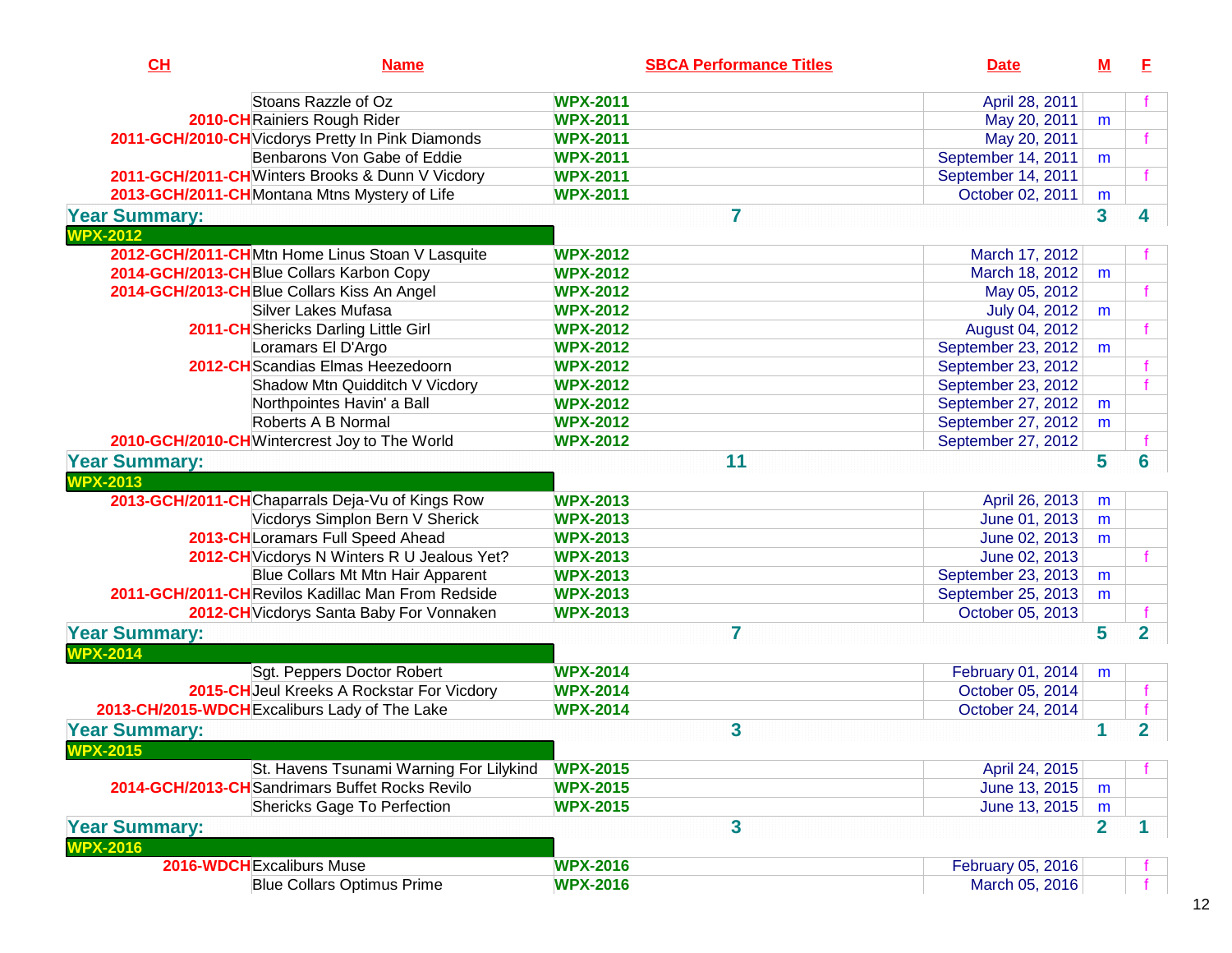| CH | Name | SBCA Performance Titles | Date | M | F |
|---|---|---|---|---|---|
| | Stoans Razzle of Oz | WPX-2011 | April 28, 2011 | | f |
| 2010-CH | Rainiers Rough Rider | WPX-2011 | May 20, 2011 | m | |
| 2011-GCH/2010-CH | Vicdorys Pretty In Pink Diamonds | WPX-2011 | May 20, 2011 | | f |
| | Benbarons Von Gabe of Eddie | WPX-2011 | September 14, 2011 | m | |
| 2011-GCH/2011-CH | Winters Brooks & Dunn V Vicdory | WPX-2011 | September 14, 2011 | | f |
| 2013-GCH/2011-CH | Montana Mtns Mystery of Life | WPX-2011 | October 02, 2011 | m | |
| **Year Summary:** | | **7** | | **3** | **4** |
| **WPX-2012** | | | | | |
| 2012-GCH/2011-CH | Mtn Home Linus Stoan V Lasquite | WPX-2012 | March 17, 2012 | | f |
| 2014-GCH/2013-CH | Blue Collars Karbon Copy | WPX-2012 | March 18, 2012 | m | |
| 2014-GCH/2013-CH | Blue Collars Kiss An Angel | WPX-2012 | May 05, 2012 | | f |
| | Silver Lakes Mufasa | WPX-2012 | July 04, 2012 | m | |
| 2011-CH | Shericks Darling Little Girl | WPX-2012 | August 04, 2012 | | f |
| | Loramars El D'Argo | WPX-2012 | September 23, 2012 | m | |
| 2012-CH | Scandias Elmas Heezedoorn | WPX-2012 | September 23, 2012 | | f |
| | Shadow Mtn Quidditch V Vicdory | WPX-2012 | September 23, 2012 | | f |
| | Northpointes Havin' a Ball | WPX-2012 | September 27, 2012 | m | |
| | Roberts A B Normal | WPX-2012 | September 27, 2012 | m | |
| 2010-GCH/2010-CH | Wintercrest Joy to The World | WPX-2012 | September 27, 2012 | | f |
| **Year Summary:** | | **11** | | **5** | **6** |
| **WPX-2013** | | | | | |
| 2013-GCH/2011-CH | Chaparrals Deja-Vu of Kings Row | WPX-2013 | April 26, 2013 | m | |
| | Vicdorys Simplon Bern V Sherick | WPX-2013 | June 01, 2013 | m | |
| 2013-CH | Loramars Full Speed Ahead | WPX-2013 | June 02, 2013 | m | |
| 2012-CH | Vicdorys N Winters R U Jealous Yet? | WPX-2013 | June 02, 2013 | | f |
| | Blue Collars Mt Mtn Hair Apparent | WPX-2013 | September 23, 2013 | m | |
| 2011-GCH/2011-CH | Revilos Kadillac Man From Redside | WPX-2013 | September 25, 2013 | m | |
| 2012-CH | Vicdorys Santa Baby For Vonnaken | WPX-2013 | October 05, 2013 | | f |
| **Year Summary:** | | **7** | | **5** | **2** |
| **WPX-2014** | | | | | |
| | Sgt. Peppers Doctor Robert | WPX-2014 | February 01, 2014 | m | |
| 2015-CH | Jeul Kreeks A Rockstar For Vicdory | WPX-2014 | October 05, 2014 | | f |
| 2013-CH/2015-WDCH | Excaliburs Lady of The Lake | WPX-2014 | October 24, 2014 | | f |
| **Year Summary:** | | **3** | | **1** | **2** |
| **WPX-2015** | | | | | |
| | St. Havens Tsunami Warning For Lilykind | WPX-2015 | April 24, 2015 | | f |
| 2014-GCH/2013-CH | Sandrimars Buffet Rocks Revilo | WPX-2015 | June 13, 2015 | m | |
| | Shericks Gage To Perfection | WPX-2015 | June 13, 2015 | m | |
| **Year Summary:** | | **3** | | **2** | **1** |
| **WPX-2016** | | | | | |
| 2016-WDCH | Excaliburs Muse | WPX-2016 | February 05, 2016 | | f |
| | Blue Collars Optimus Prime | WPX-2016 | March 05, 2016 | | f |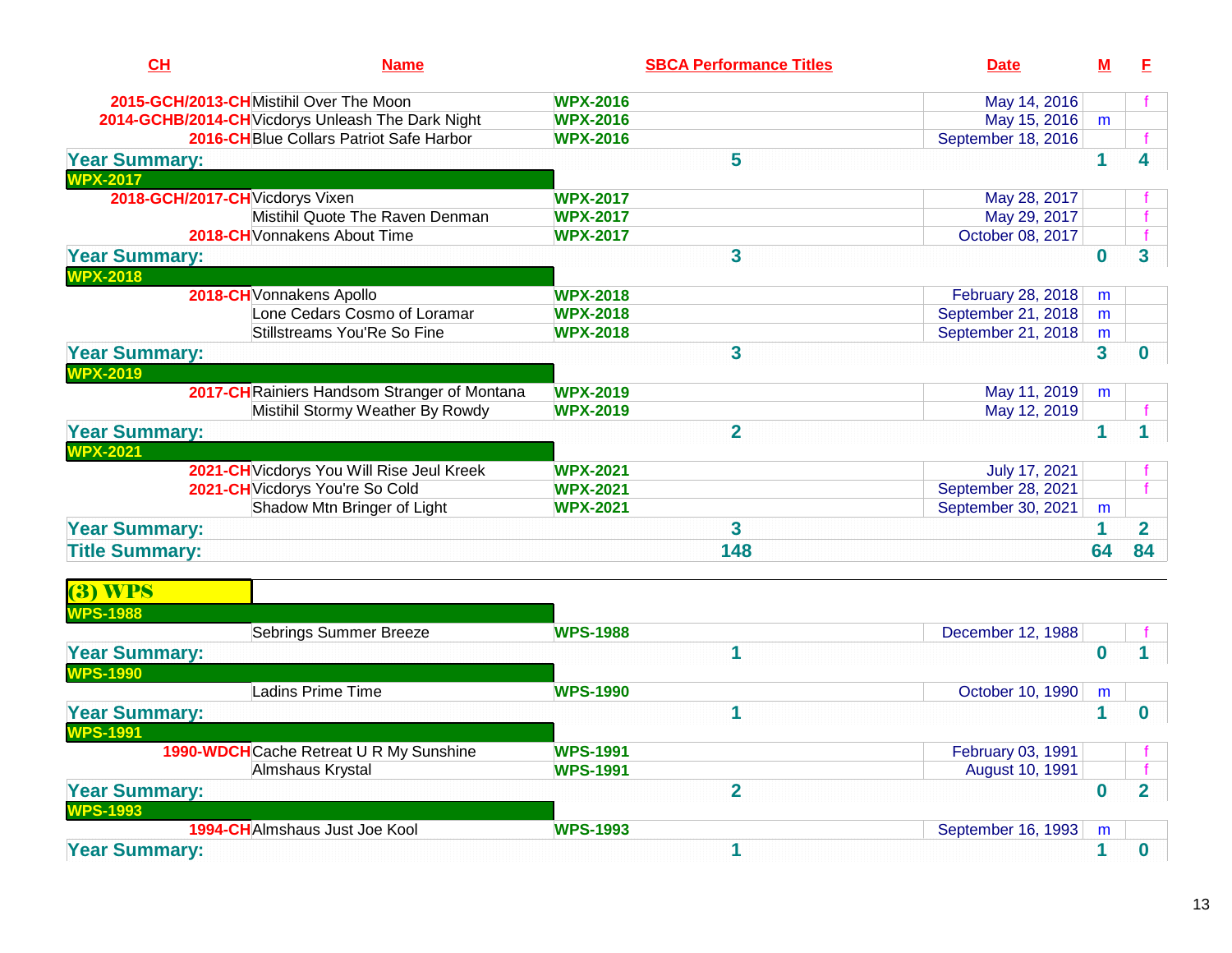| CH | Name | SBCA Performance Titles | Date | M | F |
|---|---|---|---|---|---|
| 2015-GCH/2013-CH | Mistihil Over The Moon | WPX-2016 | May 14, 2016 | | f |
| 2014-GCHB/2014-CH | Vicdorys Unleash The Dark Night | WPX-2016 | May 15, 2016 | m | |
| 2016-CH | Blue Collars Patriot Safe Harbor | WPX-2016 | September 18, 2016 | | f |
| **Year Summary:** | | **5** | | **1** | **4** |
| **WPX-2017** | | | | | |
| 2018-GCH/2017-CH | Vicdorys Vixen | WPX-2017 | May 28, 2017 | | f |
| | Mistihil Quote The Raven Denman | WPX-2017 | May 29, 2017 | | f |
| 2018-CH | Vonnakens About Time | WPX-2017 | October 08, 2017 | | f |
| **Year Summary:** | | **3** | | **0** | **3** |
| **WPX-2018** | | | | | |
| 2018-CH | Vonnakens Apollo | WPX-2018 | February 28, 2018 | m | |
| | Lone Cedars Cosmo of Loramar | WPX-2018 | September 21, 2018 | m | |
| | Stillstreams You'Re So Fine | WPX-2018 | September 21, 2018 | m | |
| **Year Summary:** | | **3** | | **3** | **0** |
| **WPX-2019** | | | | | |
| 2017-CH | Rainiers Handsom Stranger of Montana | WPX-2019 | May 11, 2019 | m | |
| | Mistihil Stormy Weather By Rowdy | WPX-2019 | May 12, 2019 | | f |
| **Year Summary:** | | **2** | | **1** | **1** |
| **WPX-2021** | | | | | |
| 2021-CH | Vicdorys You Will Rise Jeul Kreek | WPX-2021 | July 17, 2021 | | f |
| 2021-CH | Vicdorys You're So Cold | WPX-2021 | September 28, 2021 | | f |
| | Shadow Mtn Bringer of Light | WPX-2021 | September 30, 2021 | m | |
| **Year Summary:** | | **3** | | **1** | **2** |
| **Title Summary:** | | **148** | | **64** | **84** |

## (3) WPS

| CH | Name | SBCA Performance Titles | Date | M | F |
|---|---|---|---|---|---|
| **WPS-1988** | | | | | |
| | Sebrings Summer Breeze | WPS-1988 | December 12, 1988 | | f |
| **Year Summary:** | | **1** | | **0** | **1** |
| **WPS-1990** | | | | | |
| | Ladins Prime Time | WPS-1990 | October 10, 1990 | m | |
| **Year Summary:** | | **1** | | **1** | **0** |
| **WPS-1991** | | | | | |
| 1990-WDCH | Cache Retreat U R My Sunshine | WPS-1991 | February 03, 1991 | | f |
| | Almshaus Krystal | WPS-1991 | August 10, 1991 | | f |
| **Year Summary:** | | **2** | | **0** | **2** |
| **WPS-1993** | | | | | |
| 1994-CH | Almshaus Just Joe Kool | WPS-1993 | September 16, 1993 | m | |
| **Year Summary:** | | **1** | | **1** | **0** |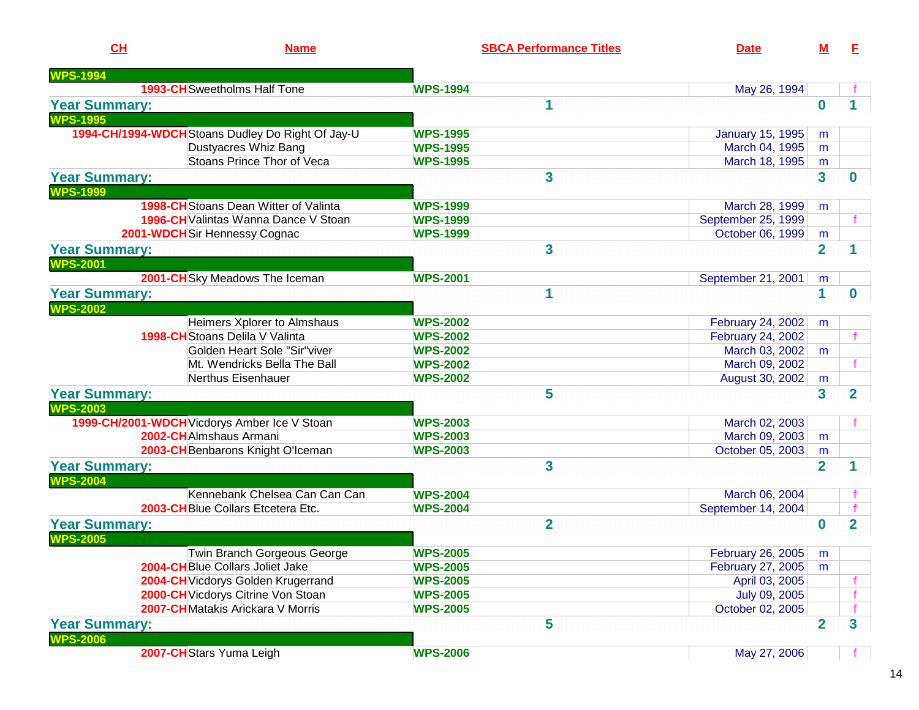| CH | Name | SBCA Performance Titles | Date | M | F |
|---|---|---|---|---|---|
| **WPS-1994** | | | | | |
| 1993-CH | Sweetholms Half Tone | WPS-1994 | May 26, 1994 | | f |
| **Year Summary:** | | 1 | | 0 | 1 |
| **WPS-1995** | | | | | |
| 1994-CH/1994-WDCH | Stoans Dudley Do Right Of Jay-U | WPS-1995 | January 15, 1995 | m | |
| | Dustyacres Whiz Bang | WPS-1995 | March 04, 1995 | m | |
| | Stoans Prince Thor of Veca | WPS-1995 | March 18, 1995 | m | |
| **Year Summary:** | | 3 | | 3 | 0 |
| **WPS-1999** | | | | | |
| 1998-CH | Stoans Dean Witter of Valinta | WPS-1999 | March 28, 1999 | m | |
| 1996-CH | Valintas Wanna Dance V Stoan | WPS-1999 | September 25, 1999 | | f |
| 2001-WDCH | Sir Hennessy Cognac | WPS-1999 | October 06, 1999 | m | |
| **Year Summary:** | | 3 | | 2 | 1 |
| **WPS-2001** | | | | | |
| 2001-CH | Sky Meadows The Iceman | WPS-2001 | September 21, 2001 | m | |
| **Year Summary:** | | 1 | | 1 | 0 |
| **WPS-2002** | | | | | |
| | Heimers Xplorer to Almshaus | WPS-2002 | February 24, 2002 | m | |
| 1998-CH | Stoans Delila V Valinta | WPS-2002 | February 24, 2002 | | f |
| | Golden Heart Sole "Sir"viver | WPS-2002 | March 03, 2002 | m | |
| | Mt. Wendricks Bella The Ball | WPS-2002 | March 09, 2002 | | f |
| | Nerthus Eisenhauer | WPS-2002 | August 30, 2002 | m | |
| **Year Summary:** | | 5 | | 3 | 2 |
| **WPS-2003** | | | | | |
| 1999-CH/2001-WDCH | Vicdorys Amber Ice V Stoan | WPS-2003 | March 02, 2003 | | f |
| 2002-CH | Almshaus Armani | WPS-2003 | March 09, 2003 | m | |
| 2003-CH | Benbarons Knight O'Iceman | WPS-2003 | October 05, 2003 | m | |
| **Year Summary:** | | 3 | | 2 | 1 |
| **WPS-2004** | | | | | |
| | Kennebank Chelsea Can Can Can | WPS-2004 | March 06, 2004 | | f |
| 2003-CH | Blue Collars Etcetera Etc. | WPS-2004 | September 14, 2004 | | f |
| **Year Summary:** | | 2 | | 0 | 2 |
| **WPS-2005** | | | | | |
| | Twin Branch Gorgeous George | WPS-2005 | February 26, 2005 | m | |
| 2004-CH | Blue Collars Joliet Jake | WPS-2005 | February 27, 2005 | m | |
| 2004-CH | Vicdorys Golden Krugerrand | WPS-2005 | April 03, 2005 | | f |
| 2000-CH | Vicdorys Citrine Von Stoan | WPS-2005 | July 09, 2005 | | f |
| 2007-CH | Matakis Arickara V Morris | WPS-2005 | October 02, 2005 | | f |
| **Year Summary:** | | 5 | | 2 | 3 |
| **WPS-2006** | | | | | |
| 2007-CH | Stars Yuma Leigh | WPS-2006 | May 27, 2006 | | f |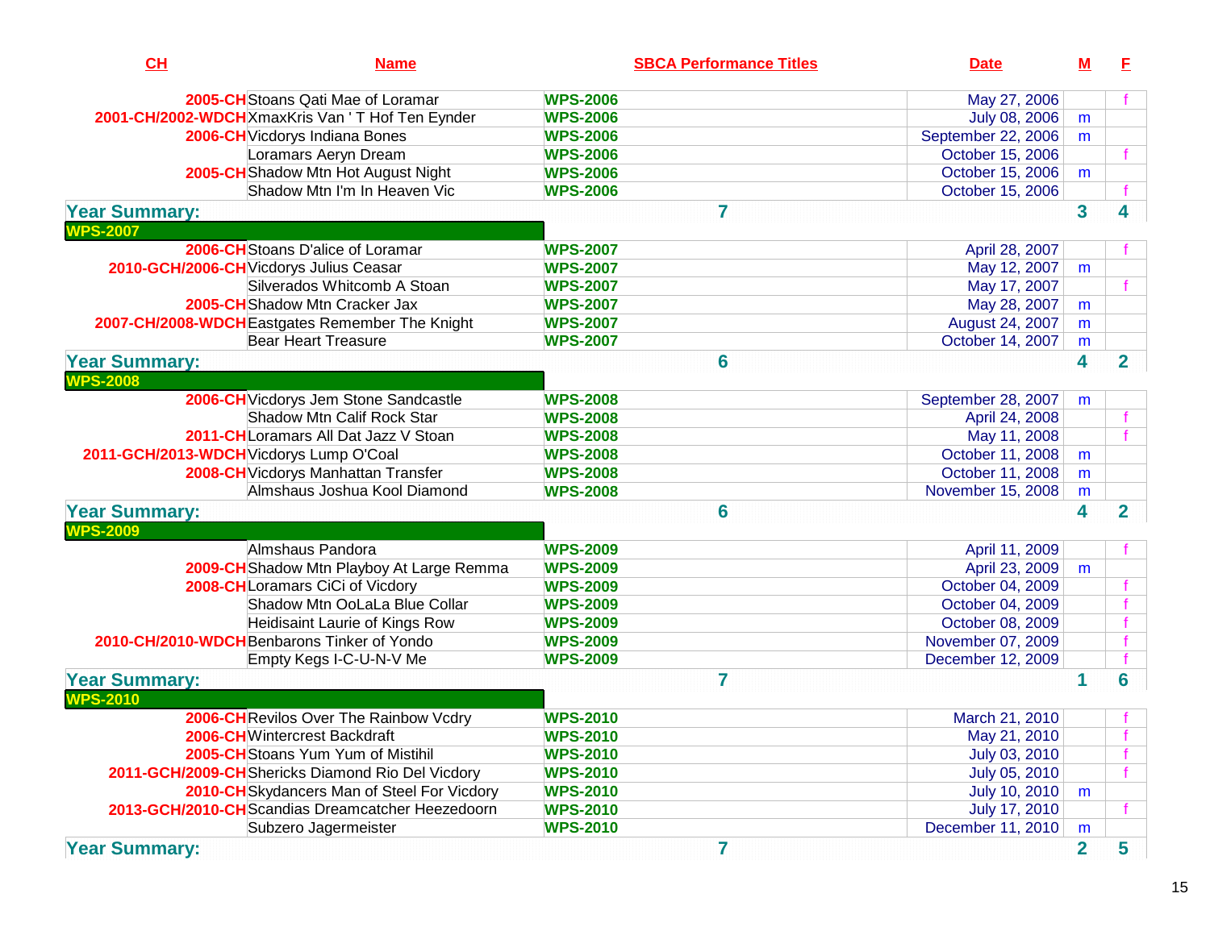| CH | Name | SBCA Performance Titles | Date | M | F |
|---|---|---|---|---|---|
| 2005-CH | Stoans Qati Mae of Loramar | WPS-2006 | May 27, 2006 | | f |
| 2001-CH/2002-WDCH | XmaxKris Van ' T Hof Ten Eynder | WPS-2006 | July 08, 2006 | m | |
| 2006-CH | Vicdorys Indiana Bones | WPS-2006 | September 22, 2006 | m | |
| | Loramars Aeryn Dream | WPS-2006 | October 15, 2006 | | f |
| 2005-CH | Shadow Mtn Hot August Night | WPS-2006 | October 15, 2006 | m | |
| | Shadow Mtn I'm In Heaven Vic | WPS-2006 | October 15, 2006 | | f |
| **Year Summary:** | | **7** | | **3** | **4** |
| **WPS-2007** | | | | | |
| 2006-CH | Stoans D'alice of Loramar | WPS-2007 | April 28, 2007 | | f |
| 2010-GCH/2006-CH | Vicdorys Julius Ceasar | WPS-2007 | May 12, 2007 | m | |
| | Silverados Whitcomb A Stoan | WPS-2007 | May 17, 2007 | | f |
| 2005-CH | Shadow Mtn Cracker Jax | WPS-2007 | May 28, 2007 | m | |
| 2007-CH/2008-WDCH | Eastgates Remember The Knight | WPS-2007 | August 24, 2007 | m | |
| | Bear Heart Treasure | WPS-2007 | October 14, 2007 | m | |
| **Year Summary:** | | **6** | | **4** | **2** |
| **WPS-2008** | | | | | |
| 2006-CH | Vicdorys Jem Stone Sandcastle | WPS-2008 | September 28, 2007 | m | |
| | Shadow Mtn Calif Rock Star | WPS-2008 | April 24, 2008 | | f |
| 2011-CH | Loramars All Dat Jazz V Stoan | WPS-2008 | May 11, 2008 | | f |
| 2011-GCH/2013-WDCH | Vicdorys Lump O'Coal | WPS-2008 | October 11, 2008 | m | |
| 2008-CH | Vicdorys Manhattan Transfer | WPS-2008 | October 11, 2008 | m | |
| | Almshaus Joshua Kool Diamond | WPS-2008 | November 15, 2008 | m | |
| **Year Summary:** | | **6** | | **4** | **2** |
| **WPS-2009** | | | | | |
| | Almshaus Pandora | WPS-2009 | April 11, 2009 | | f |
| 2009-CH | Shadow Mtn Playboy At Large Remma | WPS-2009 | April 23, 2009 | m | |
| 2008-CH | Loramars CiCi of Vicdory | WPS-2009 | October 04, 2009 | | f |
| | Shadow Mtn OoLaLa Blue Collar | WPS-2009 | October 04, 2009 | | f |
| | Heidisaint Laurie of Kings Row | WPS-2009 | October 08, 2009 | | f |
| 2010-CH/2010-WDCH | Benbarons Tinker of Yondo | WPS-2009 | November 07, 2009 | | f |
| | Empty Kegs I-C-U-N-V Me | WPS-2009 | December 12, 2009 | | f |
| **Year Summary:** | | **7** | | **1** | **6** |
| **WPS-2010** | | | | | |
| 2006-CH | Revilos Over The Rainbow Vcdry | WPS-2010 | March 21, 2010 | | f |
| 2006-CH | Wintercrest Backdraft | WPS-2010 | May 21, 2010 | | f |
| 2005-CH | Stoans Yum Yum of Mistihil | WPS-2010 | July 03, 2010 | | f |
| 2011-GCH/2009-CH | Shericks Diamond Rio Del Vicdory | WPS-2010 | July 05, 2010 | | f |
| 2010-CH | Skydancers Man of Steel For Vicdory | WPS-2010 | July 10, 2010 | m | |
| 2013-GCH/2010-CH | Scandias Dreamcatcher Heezedoorn | WPS-2010 | July 17, 2010 | | f |
| | Subzero Jagermeister | WPS-2010 | December 11, 2010 | m | |
| **Year Summary:** | | **7** | | **2** | **5** |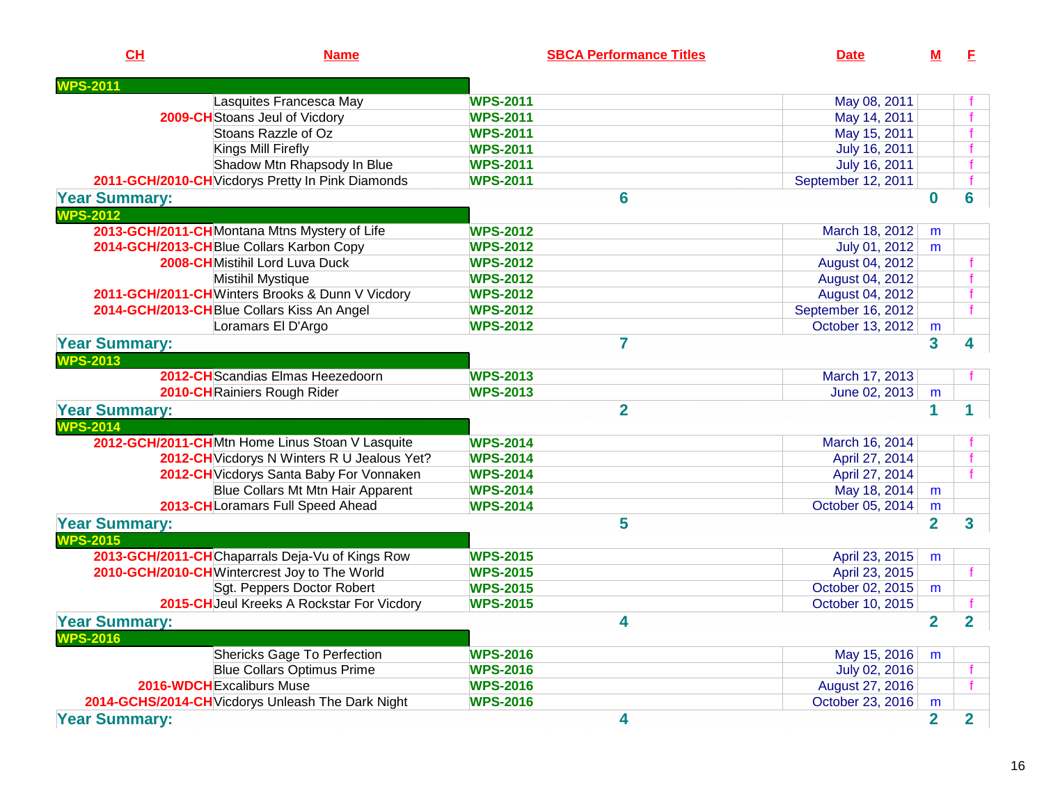| CH | Name | SBCA Performance Titles | Date | M | F |
|---|---|---|---|---|---|
| **WPS-2011** | | | | | |
| | Lasquites Francesca May | WPS-2011 | May 08, 2011 | | f |
| 2009-CH | Stoans Jeul of Vicdory | WPS-2011 | May 14, 2011 | | f |
| | Stoans Razzle of Oz | WPS-2011 | May 15, 2011 | | f |
| | Kings Mill Firefly | WPS-2011 | July 16, 2011 | | f |
| | Shadow Mtn Rhapsody In Blue | WPS-2011 | July 16, 2011 | | f |
| 2011-GCH/2010-CH | Vicdorys Pretty In Pink Diamonds | WPS-2011 | September 12, 2011 | | f |
| **Year Summary:** | | 6 | | 0 | 6 |
| **WPS-2012** | | | | | |
| 2013-GCH/2011-CH | Montana Mtns Mystery of Life | WPS-2012 | March 18, 2012 | m | |
| 2014-GCH/2013-CH | Blue Collars Karbon Copy | WPS-2012 | July 01, 2012 | m | |
| 2008-CH | Mistihil Lord Luva Duck | WPS-2012 | August 04, 2012 | | f |
| | Mistihil Mystique | WPS-2012 | August 04, 2012 | | f |
| 2011-GCH/2011-CH | Winters Brooks & Dunn V Vicdory | WPS-2012 | August 04, 2012 | | f |
| 2014-GCH/2013-CH | Blue Collars Kiss An Angel | WPS-2012 | September 16, 2012 | | f |
| | Loramars El D'Argo | WPS-2012 | October 13, 2012 | m | |
| **Year Summary:** | | 7 | | 3 | 4 |
| **WPS-2013** | | | | | |
| 2012-CH | Scandias Elmas Heezedoorn | WPS-2013 | March 17, 2013 | | f |
| 2010-CH | Rainiers Rough Rider | WPS-2013 | June 02, 2013 | m | |
| **Year Summary:** | | 2 | | 1 | 1 |
| **WPS-2014** | | | | | |
| 2012-GCH/2011-CH | Mtn Home Linus Stoan V Lasquite | WPS-2014 | March 16, 2014 | | f |
| 2012-CH | Vicdorys N Winters R U Jealous Yet? | WPS-2014 | April 27, 2014 | | f |
| 2012-CH | Vicdorys Santa Baby For Vonnaken | WPS-2014 | April 27, 2014 | | f |
| | Blue Collars Mt Mtn Hair Apparent | WPS-2014 | May 18, 2014 | m | |
| 2013-CH | Loramars Full Speed Ahead | WPS-2014 | October 05, 2014 | m | |
| **Year Summary:** | | 5 | | 2 | 3 |
| **WPS-2015** | | | | | |
| 2013-GCH/2011-CH | Chaparrals Deja-Vu of Kings Row | WPS-2015 | April 23, 2015 | m | |
| 2010-GCH/2010-CH | Wintercrest Joy to The World | WPS-2015 | April 23, 2015 | | f |
| | Sgt. Peppers Doctor Robert | WPS-2015 | October 02, 2015 | m | |
| 2015-CH | Jeul Kreeks A Rockstar For Vicdory | WPS-2015 | October 10, 2015 | | f |
| **Year Summary:** | | 4 | | 2 | 2 |
| **WPS-2016** | | | | | |
| | Shericks Gage To Perfection | WPS-2016 | May 15, 2016 | m | |
| | Blue Collars Optimus Prime | WPS-2016 | July 02, 2016 | | f |
| 2016-WDCH | Excaliburs Muse | WPS-2016 | August 27, 2016 | | f |
| 2014-GCHS/2014-CH | Vicdorys Unleash The Dark Night | WPS-2016 | October 23, 2016 | m | |
| **Year Summary:** | | 4 | | 2 | 2 |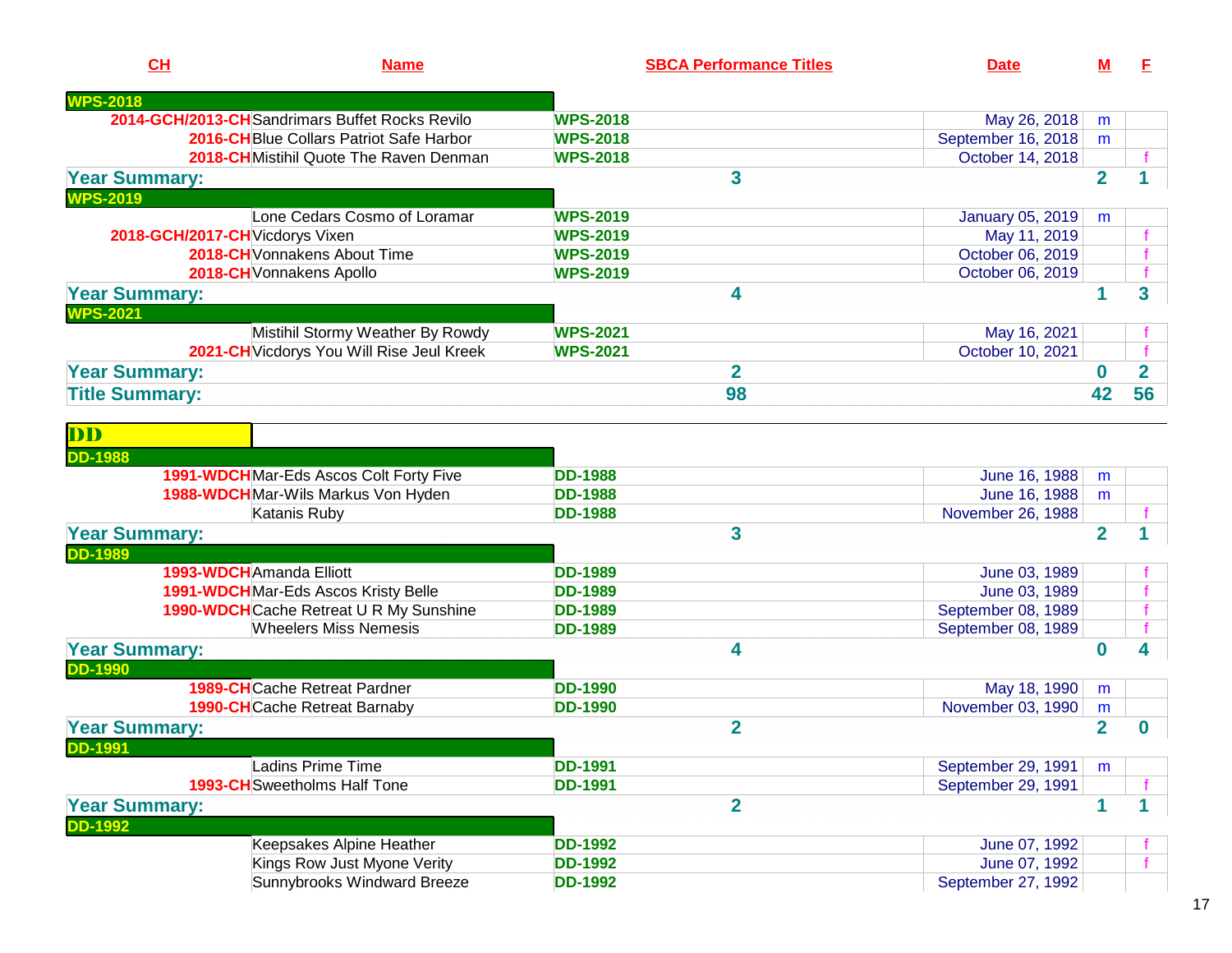| CH | Name | SBCA Performance Titles | Date | M | F |
|---|---|---|---|---|---|
| **WPS-2018** | | | | | |
| 2014-GCH/2013-CH | Sandrimars Buffet Rocks Revilo | WPS-2018 | May 26, 2018 | m | |
| 2016-CH | Blue Collars Patriot Safe Harbor | WPS-2018 | September 16, 2018 | m | |
| 2018-CH | Mistihil Quote The Raven Denman | WPS-2018 | October 14, 2018 | | f |
| **Year Summary:** | | **3** | | **2** | **1** |
| **WPS-2019** | | | | | |
| | Lone Cedars Cosmo of Loramar | WPS-2019 | January 05, 2019 | m | |
| 2018-GCH/2017-CH | Vicdorys Vixen | WPS-2019 | May 11, 2019 | | f |
| 2018-CH | Vonnakens About Time | WPS-2019 | October 06, 2019 | | f |
| 2018-CH | Vonnakens Apollo | WPS-2019 | October 06, 2019 | | f |
| **Year Summary:** | | **4** | | **1** | **3** |
| **WPS-2021** | | | | | |
| | Mistihil Stormy Weather By Rowdy | WPS-2021 | May 16, 2021 | | f |
| 2021-CH | Vicdorys You Will Rise Jeul Kreek | WPS-2021 | October 10, 2021 | | f |
| **Year Summary:** | | **2** | | **0** | **2** |
| **Title Summary:** | | **98** | | **42** | **56** |

## DD

| CH | Name | SBCA Performance Titles | Date | M | F |
|---|---|---|---|---|---|
| **DD-1988** | | | | | |
| 1991-WDCH | Mar-Eds Ascos Colt Forty Five | DD-1988 | June 16, 1988 | m | |
| 1988-WDCH | Mar-Wils Markus Von Hyden | DD-1988 | June 16, 1988 | m | |
| | Katanis Ruby | DD-1988 | November 26, 1988 | | f |
| **Year Summary:** | | **3** | | **2** | **1** |
| **DD-1989** | | | | | |
| 1993-WDCH | Amanda Elliott | DD-1989 | June 03, 1989 | | f |
| 1991-WDCH | Mar-Eds Ascos Kristy Belle | DD-1989 | June 03, 1989 | | f |
| 1990-WDCH | Cache Retreat U R My Sunshine | DD-1989 | September 08, 1989 | | f |
| | Wheelers Miss Nemesis | DD-1989 | September 08, 1989 | | f |
| **Year Summary:** | | **4** | | **0** | **4** |
| **DD-1990** | | | | | |
| 1989-CH | Cache Retreat Pardner | DD-1990 | May 18, 1990 | m | |
| 1990-CH | Cache Retreat Barnaby | DD-1990 | November 03, 1990 | m | |
| **Year Summary:** | | **2** | | **2** | **0** |
| **DD-1991** | | | | | |
| | Ladins Prime Time | DD-1991 | September 29, 1991 | m | |
| 1993-CH | Sweetholms Half Tone | DD-1991 | September 29, 1991 | | f |
| **Year Summary:** | | **2** | | **1** | **1** |
| **DD-1992** | | | | | |
| | Keepsakes Alpine Heather | DD-1992 | June 07, 1992 | | f |
| | Kings Row Just Myone Verity | DD-1992 | June 07, 1992 | | f |
| | Sunnybrooks Windward Breeze | DD-1992 | September 27, 1992 | | |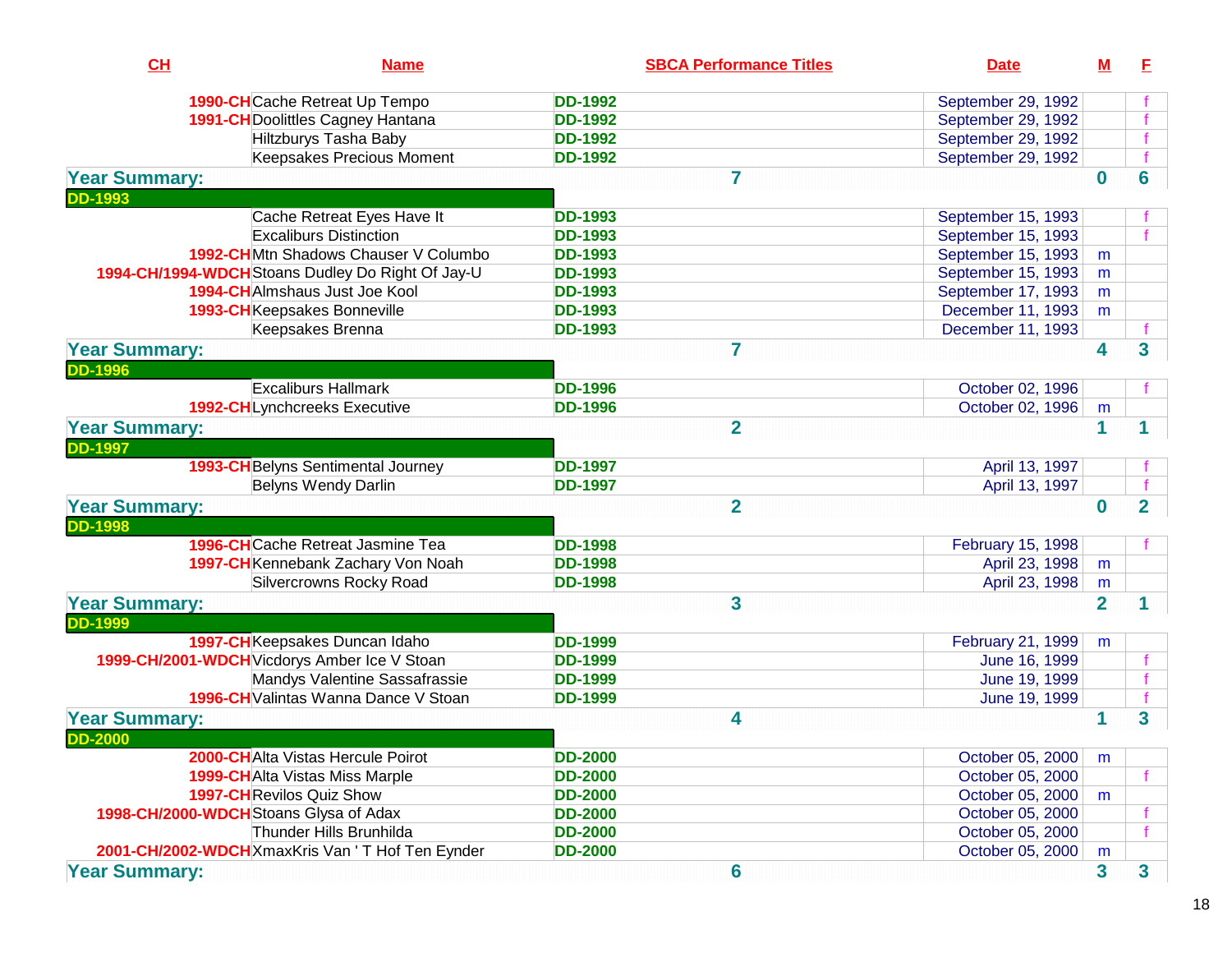| CH | Name | SBCA Performance Titles | Date | M | F |
|---|---|---|---|---|---|
| 1990-CH | Cache Retreat Up Tempo | DD-1992 | September 29, 1992 | | f |
| 1991-CH | Doolittles Cagney Hantana | DD-1992 | September 29, 1992 | | f |
| | Hiltzburys Tasha Baby | DD-1992 | September 29, 1992 | | f |
| | Keepsakes Precious Moment | DD-1992 | September 29, 1992 | | f |
| **Year Summary:** | | **7** | | **0** | **6** |
| **DD-1993** | | | | | |
| | Cache Retreat Eyes Have It | DD-1993 | September 15, 1993 | | f |
| | Excaliburs Distinction | DD-1993 | September 15, 1993 | | f |
| 1992-CH | Mtn Shadows Chauser V Columbo | DD-1993 | September 15, 1993 | m | |
| 1994-CH/1994-WDCH | Stoans Dudley Do Right Of Jay-U | DD-1993 | September 15, 1993 | m | |
| 1994-CH | Almshaus Just Joe Kool | DD-1993 | September 17, 1993 | m | |
| 1993-CH | Keepsakes Bonneville | DD-1993 | December 11, 1993 | m | |
| | Keepsakes Brenna | DD-1993 | December 11, 1993 | | f |
| **Year Summary:** | | **7** | | **4** | **3** |
| **DD-1996** | | | | | |
| | Excaliburs Hallmark | DD-1996 | October 02, 1996 | | f |
| 1992-CH | Lynchcreeks Executive | DD-1996 | October 02, 1996 | m | |
| **Year Summary:** | | **2** | | **1** | **1** |
| **DD-1997** | | | | | |
| 1993-CH | Belyns Sentimental Journey | DD-1997 | April 13, 1997 | | f |
| | Belyns Wendy Darlin | DD-1997 | April 13, 1997 | | f |
| **Year Summary:** | | **2** | | **0** | **2** |
| **DD-1998** | | | | | |
| 1996-CH | Cache Retreat Jasmine Tea | DD-1998 | February 15, 1998 | | f |
| 1997-CH | Kennebank Zachary Von Noah | DD-1998 | April 23, 1998 | m | |
| | Silvercrowns Rocky Road | DD-1998 | April 23, 1998 | m | |
| **Year Summary:** | | **3** | | **2** | **1** |
| **DD-1999** | | | | | |
| 1997-CH | Keepsakes Duncan Idaho | DD-1999 | February 21, 1999 | m | |
| 1999-CH/2001-WDCH | Vicdorys Amber Ice V Stoan | DD-1999 | June 16, 1999 | | f |
| | Mandys Valentine Sassafrassie | DD-1999 | June 19, 1999 | | f |
| 1996-CH | Valintas Wanna Dance V Stoan | DD-1999 | June 19, 1999 | | f |
| **Year Summary:** | | **4** | | **1** | **3** |
| **DD-2000** | | | | | |
| 2000-CH | Alta Vistas Hercule Poirot | DD-2000 | October 05, 2000 | m | |
| 1999-CH | Alta Vistas Miss Marple | DD-2000 | October 05, 2000 | | f |
| 1997-CH | Revilos Quiz Show | DD-2000 | October 05, 2000 | m | |
| 1998-CH/2000-WDCH | Stoans Glysa of Adax | DD-2000 | October 05, 2000 | | f |
| | Thunder Hills Brunhilda | DD-2000 | October 05, 2000 | | f |
| 2001-CH/2002-WDCH | XmaxKris Van ' T Hof Ten Eynder | DD-2000 | October 05, 2000 | m | |
| **Year Summary:** | | **6** | | **3** | **3** |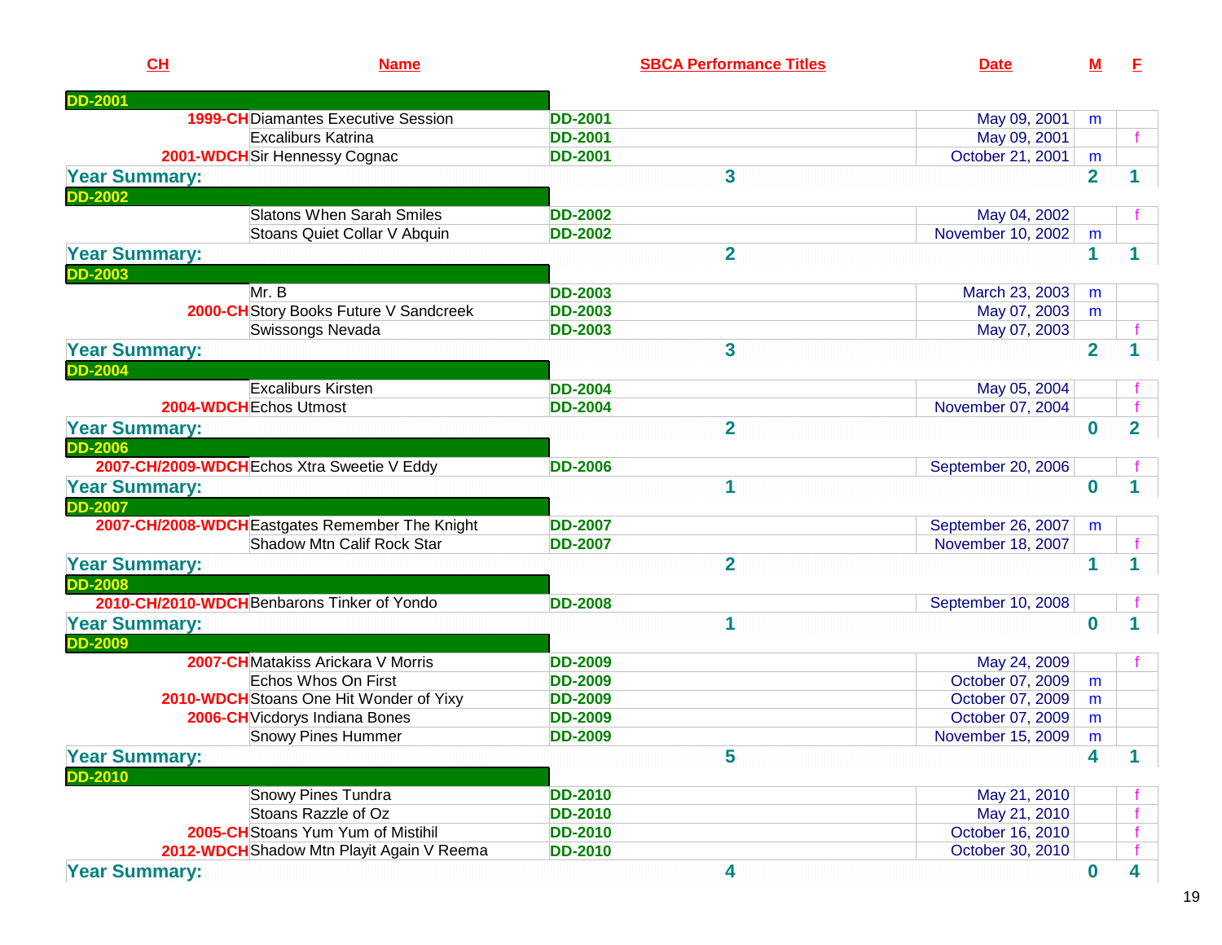| CH | Name | SBCA Performance Titles | Date | M | F |
| --- | --- | --- | --- | --- | --- |
| **DD-2001** | | | | | |
| 1999-CH | Diamantes Executive Session | DD-2001 | May 09, 2001 | m | |
| | Excaliburs Katrina | DD-2001 | May 09, 2001 | | f |
| 2001-WDCH | Sir Hennessy Cognac | DD-2001 | October 21, 2001 | m | |
| **Year Summary:** | | **3** | | **2** | **1** |
| **DD-2002** | | | | | |
| | Slatons When Sarah Smiles | DD-2002 | May 04, 2002 | | f |
| | Stoans Quiet Collar V Abquin | DD-2002 | November 10, 2002 | m | |
| **Year Summary:** | | **2** | | **1** | **1** |
| **DD-2003** | | | | | |
| | Mr. B | DD-2003 | March 23, 2003 | m | |
| 2000-CH | Story Books Future V Sandcreek | DD-2003 | May 07, 2003 | m | |
| | Swissongs Nevada | DD-2003 | May 07, 2003 | | f |
| **Year Summary:** | | **3** | | **2** | **1** |
| **DD-2004** | | | | | |
| | Excaliburs Kirsten | DD-2004 | May 05, 2004 | | f |
| 2004-WDCH | Echos Utmost | DD-2004 | November 07, 2004 | | f |
| **Year Summary:** | | **2** | | **0** | **2** |
| **DD-2006** | | | | | |
| 2007-CH/2009-WDCH | Echos Xtra Sweetie V Eddy | DD-2006 | September 20, 2006 | | f |
| **Year Summary:** | | **1** | | **0** | **1** |
| **DD-2007** | | | | | |
| 2007-CH/2008-WDCH | Eastgates Remember The Knight | DD-2007 | September 26, 2007 | m | |
| | Shadow Mtn Calif Rock Star | DD-2007 | November 18, 2007 | | f |
| **Year Summary:** | | **2** | | **1** | **1** |
| **DD-2008** | | | | | |
| 2010-CH/2010-WDCH | Benbarons Tinker of Yondo | DD-2008 | September 10, 2008 | | f |
| **Year Summary:** | | **1** | | **0** | **1** |
| **DD-2009** | | | | | |
| 2007-CH | Matakiss Arickara V Morris | DD-2009 | May 24, 2009 | | f |
| | Echos Whos On First | DD-2009 | October 07, 2009 | m | |
| 2010-WDCH | Stoans One Hit Wonder of Yixy | DD-2009 | October 07, 2009 | m | |
| 2006-CH | Vicdorys Indiana Bones | DD-2009 | October 07, 2009 | m | |
| | Snowy Pines Hummer | DD-2009 | November 15, 2009 | m | |
| **Year Summary:** | | **5** | | **4** | **1** |
| **DD-2010** | | | | | |
| | Snowy Pines Tundra | DD-2010 | May 21, 2010 | | f |
| | Stoans Razzle of Oz | DD-2010 | May 21, 2010 | | f |
| 2005-CH | Stoans Yum Yum of Mistihil | DD-2010 | October 16, 2010 | | f |
| 2012-WDCH | Shadow Mtn Playit Again V Reema | DD-2010 | October 30, 2010 | | f |
| **Year Summary:** | | **4** | | **0** | **4** |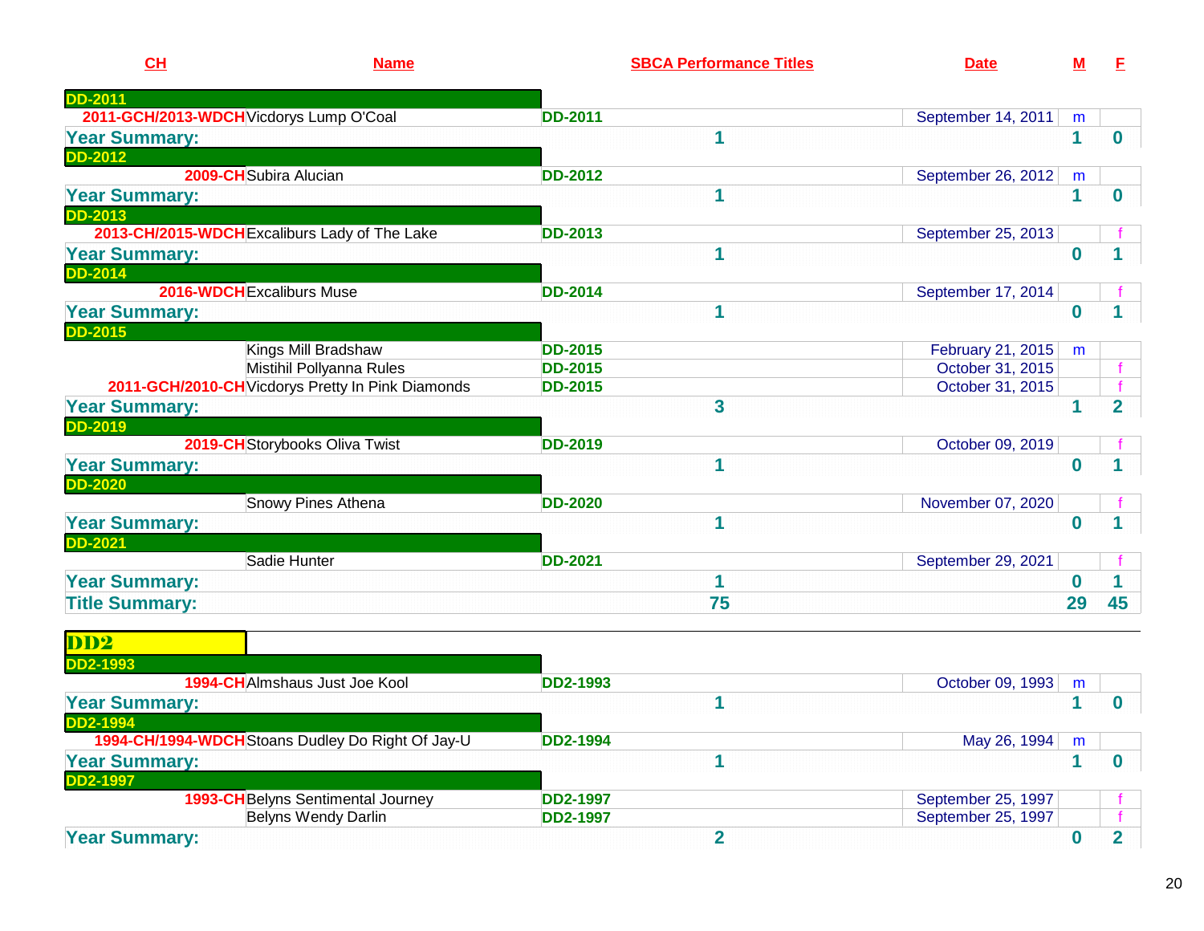| CH | Name | SBCA Performance Titles | Date | M | F |
|---|---|---|---|---|---|
| **DD-2011** | | | | | |
| 2011-GCH/2013-WDCH | Vicdorys Lump O'Coal | DD-2011 | September 14, 2011 | m | |
| **Year Summary:** | | 1 | | 1 | 0 |
| **DD-2012** | | | | | |
| 2009-CH | Subira Alucian | DD-2012 | September 26, 2012 | m | |
| **Year Summary:** | | 1 | | 1 | 0 |
| **DD-2013** | | | | | |
| 2013-CH/2015-WDCH | Excaliburs Lady of The Lake | DD-2013 | September 25, 2013 | | f |
| **Year Summary:** | | 1 | | 0 | 1 |
| **DD-2014** | | | | | |
| 2016-WDCH | Excaliburs Muse | DD-2014 | September 17, 2014 | | f |
| **Year Summary:** | | 1 | | 0 | 1 |
| **DD-2015** | | | | | |
| | Kings Mill Bradshaw | DD-2015 | February 21, 2015 | m | |
| | Mistihil Pollyanna Rules | DD-2015 | October 31, 2015 | | f |
| 2011-GCH/2010-CH | Vicdorys Pretty In Pink Diamonds | DD-2015 | October 31, 2015 | | f |
| **Year Summary:** | | 3 | | 1 | 2 |
| **DD-2019** | | | | | |
| 2019-CH | Storybooks Oliva Twist | DD-2019 | October 09, 2019 | | f |
| **Year Summary:** | | 1 | | 0 | 1 |
| **DD-2020** | | | | | |
| | Snowy Pines Athena | DD-2020 | November 07, 2020 | | f |
| **Year Summary:** | | 1 | | 0 | 1 |
| **DD-2021** | | | | | |
| | Sadie Hunter | DD-2021 | September 29, 2021 | | f |
| **Year Summary:** | | 1 | | 0 | 1 |
| **Title Summary:** | | 75 | | 29 | 45 |

## DD2

| CH | Name | SBCA Performance Titles | Date | M | F |
|---|---|---|---|---|---|
| **DD2-1993** | | | | | |
| 1994-CH | Almshaus Just Joe Kool | DD2-1993 | October 09, 1993 | m | |
| **Year Summary:** | | 1 | | 1 | 0 |
| **DD2-1994** | | | | | |
| 1994-CH/1994-WDCH | Stoans Dudley Do Right Of Jay-U | DD2-1994 | May 26, 1994 | m | |
| **Year Summary:** | | 1 | | 1 | 0 |
| **DD2-1997** | | | | | |
| 1993-CH | Belyns Sentimental Journey | DD2-1997 | September 25, 1997 | | f |
| | Belyns Wendy Darlin | DD2-1997 | September 25, 1997 | | f |
| **Year Summary:** | | 2 | | 0 | 2 |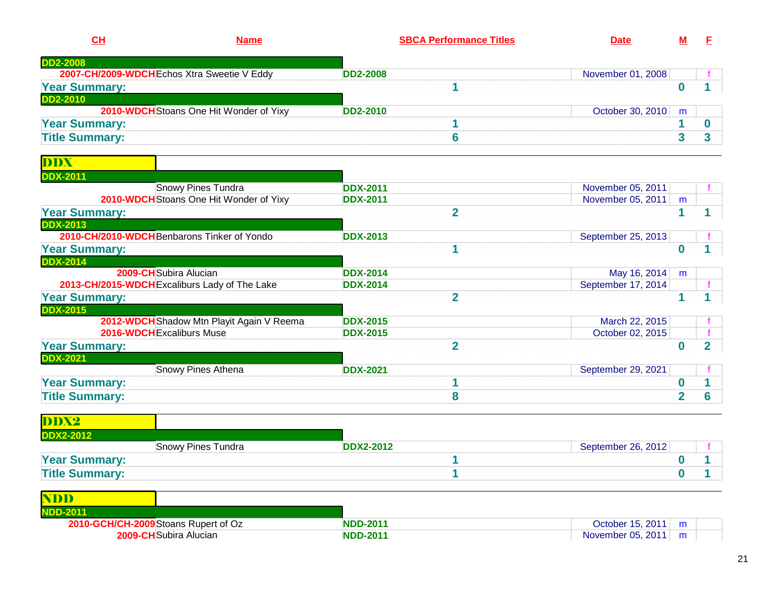| CH | Name | SBCA Performance Titles | Date | M | F |
|---|---|---|---|---|---|
| **DD2-2008** | | | | | |
| 2007-CH/2009-WDCH | Echos Xtra Sweetie V Eddy | DD2-2008 | November 01, 2008 | | f |
| **Year Summary:** | | **1** | | **0** | **1** |
| **DD2-2010** | | | | | |
| 2010-WDCH | Stoans One Hit Wonder of Yixy | DD2-2010 | October 30, 2010 | m | |
| **Year Summary:** | | **1** | | **1** | **0** |
| **Title Summary:** | | **6** | | **3** | **3** |

## DDX

| CH | Name | SBCA Performance Titles | Date | M | F |
|---|---|---|---|---|---|
| **DDX-2011** | | | | | |
| | Snowy Pines Tundra | DDX-2011 | November 05, 2011 | | f |
| 2010-WDCH | Stoans One Hit Wonder of Yixy | DDX-2011 | November 05, 2011 | m | |
| **Year Summary:** | | **2** | | **1** | **1** |
| **DDX-2013** | | | | | |
| 2010-CH/2010-WDCH | Benbarons Tinker of Yondo | DDX-2013 | September 25, 2013 | | f |
| **Year Summary:** | | **1** | | **0** | **1** |
| **DDX-2014** | | | | | |
| 2009-CH | Subira Alucian | DDX-2014 | May 16, 2014 | m | |
| 2013-CH/2015-WDCH | Excaliburs Lady of The Lake | DDX-2014 | September 17, 2014 | | f |
| **Year Summary:** | | **2** | | **1** | **1** |
| **DDX-2015** | | | | | |
| 2012-WDCH | Shadow Mtn Playit Again V Reema | DDX-2015 | March 22, 2015 | | f |
| 2016-WDCH | Excaliburs Muse | DDX-2015 | October 02, 2015 | | f |
| **Year Summary:** | | **2** | | **0** | **2** |
| **DDX-2021** | | | | | |
| | Snowy Pines Athena | DDX-2021 | September 29, 2021 | | f |
| **Year Summary:** | | **1** | | **0** | **1** |
| **Title Summary:** | | **8** | | **2** | **6** |

## DDX2

| CH | Name | SBCA Performance Titles | Date | M | F |
|---|---|---|---|---|---|
| **DDX2-2012** | | | | | |
| | Snowy Pines Tundra | DDX2-2012 | September 26, 2012 | | f |
| **Year Summary:** | | **1** | | **0** | **1** |
| **Title Summary:** | | **1** | | **0** | **1** |

## NDD

| CH | Name | SBCA Performance Titles | Date | M | F |
|---|---|---|---|---|---|
| **NDD-2011** | | | | | |
| 2010-GCH/CH-2009 | Stoans Rupert of Oz | NDD-2011 | October 15, 2011 | m | |
| 2009-CH | Subira Alucian | NDD-2011 | November 05, 2011 | m | |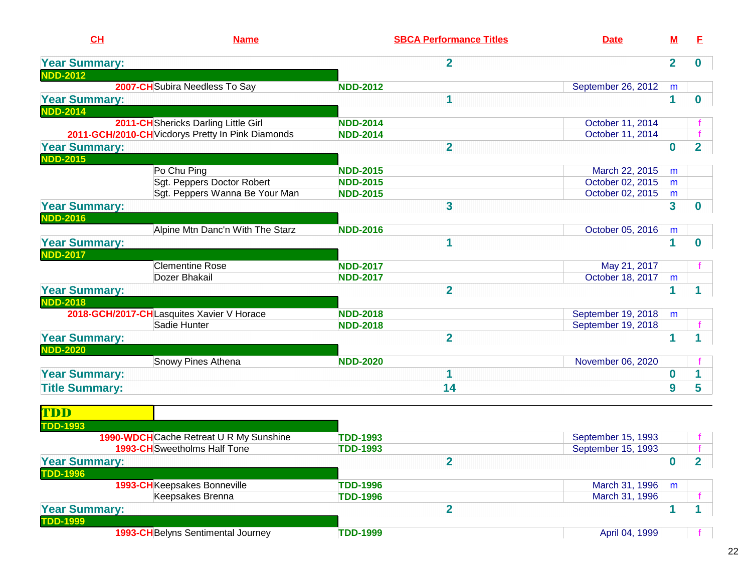| CH | Name | SBCA Performance Titles | Date | M | F |
|---|---|---|---|---|---|
| **Year Summary:** | | **2** | | **2** | **0** |
| **NDD-2012** | | | | | |
| 2007-CH | Subira Needless To Say | NDD-2012 | September 26, 2012 | m | |
| **Year Summary:** | | **1** | | **1** | **0** |
| **NDD-2014** | | | | | |
| 2011-CH | Shericks Darling Little Girl | NDD-2014 | October 11, 2014 | | f |
| 2011-GCH/2010-CH | Vicdorys Pretty In Pink Diamonds | NDD-2014 | October 11, 2014 | | f |
| **Year Summary:** | | **2** | | **0** | **2** |
| **NDD-2015** | | | | | |
| | Po Chu Ping | NDD-2015 | March 22, 2015 | m | |
| | Sgt. Peppers Doctor Robert | NDD-2015 | October 02, 2015 | m | |
| | Sgt. Peppers Wanna Be Your Man | NDD-2015 | October 02, 2015 | m | |
| **Year Summary:** | | **3** | | **3** | **0** |
| **NDD-2016** | | | | | |
| | Alpine Mtn Danc'n With The Starz | NDD-2016 | October 05, 2016 | m | |
| **Year Summary:** | | **1** | | **1** | **0** |
| **NDD-2017** | | | | | |
| | Clementine Rose | NDD-2017 | May 21, 2017 | | f |
| | Dozer Bhakail | NDD-2017 | October 18, 2017 | m | |
| **Year Summary:** | | **2** | | **1** | **1** |
| **NDD-2018** | | | | | |
| 2018-GCH/2017-CH | Lasquites Xavier V Horace | NDD-2018 | September 19, 2018 | m | |
| | Sadie Hunter | NDD-2018 | September 19, 2018 | | f |
| **Year Summary:** | | **2** | | **1** | **1** |
| **NDD-2020** | | | | | |
| | Snowy Pines Athena | NDD-2020 | November 06, 2020 | | f |
| **Year Summary:** | | **1** | | **0** | **1** |
| **Title Summary:** | | **14** | | **9** | **5** |

## TDD

| CH | Name | SBCA Performance Titles | Date | M | F |
|---|---|---|---|---|---|
| **TDD-1993** | | | | | |
| 1990-WDCH | Cache Retreat U R My Sunshine | TDD-1993 | September 15, 1993 | | f |
| 1993-CH | Sweetholms Half Tone | TDD-1993 | September 15, 1993 | | f |
| **Year Summary:** | | **2** | | **0** | **2** |
| **TDD-1996** | | | | | |
| 1993-CH | Keepsakes Bonneville | TDD-1996 | March 31, 1996 | m | |
| | Keepsakes Brenna | TDD-1996 | March 31, 1996 | | f |
| **Year Summary:** | | **2** | | **1** | **1** |
| **TDD-1999** | | | | | |
| 1993-CH | Belyns Sentimental Journey | TDD-1999 | April 04, 1999 | | f |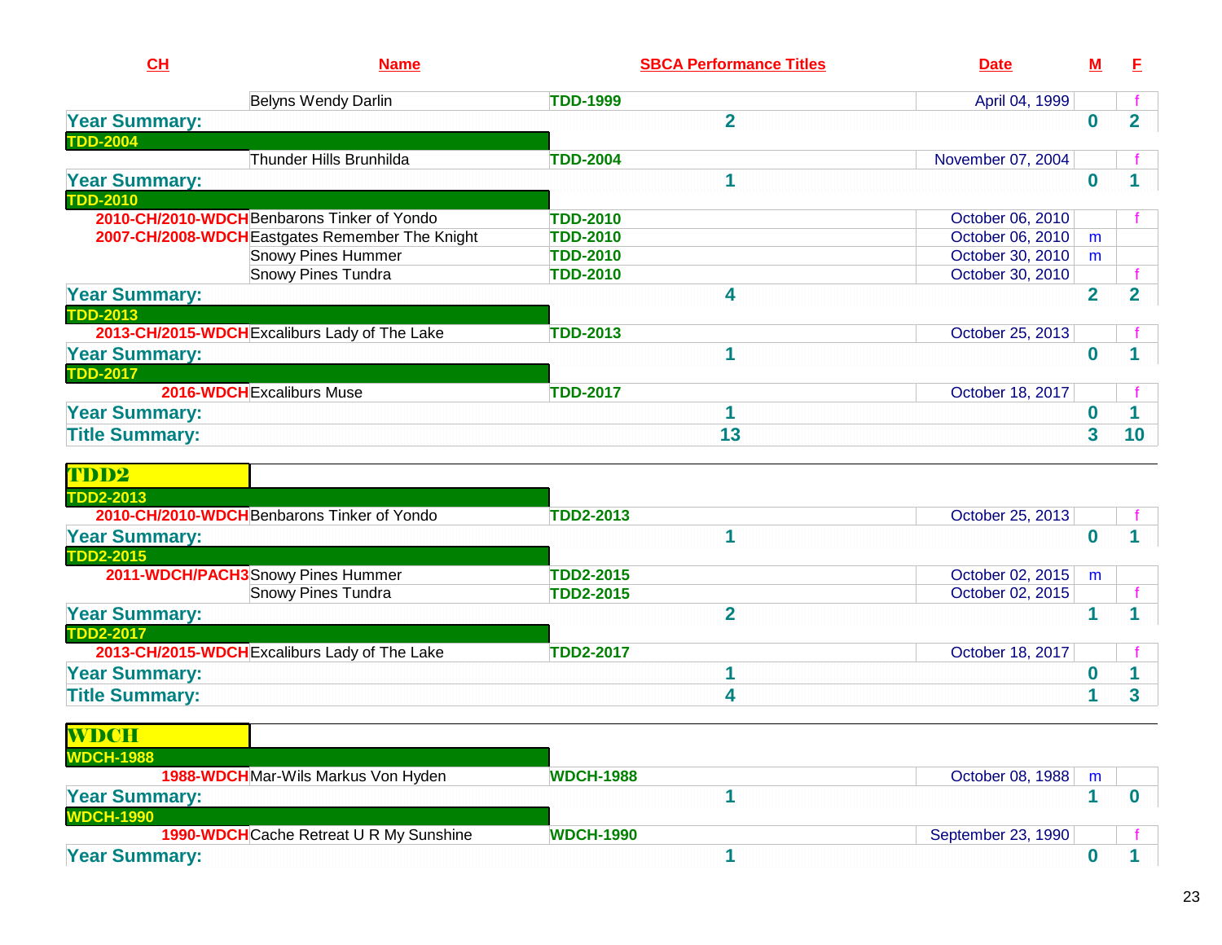| CH | Name | SBCA Performance Titles | Date | M | F |
|---|---|---|---|---|---|
| | Belyns Wendy Darlin | TDD-1999 | April 04, 1999 | | f |
| **Year Summary:** | | **2** | | **0** | **2** |
| **TDD-2004** | | | | | |
| | Thunder Hills Brunhilda | TDD-2004 | November 07, 2004 | | f |
| **Year Summary:** | | **1** | | **0** | **1** |
| **TDD-2010** | | | | | |
| 2010-CH/2010-WDCH | Benbarons Tinker of Yondo | TDD-2010 | October 06, 2010 | | f |
| 2007-CH/2008-WDCH | Eastgates Remember The Knight | TDD-2010 | October 06, 2010 | m | |
| | Snowy Pines Hummer | TDD-2010 | October 30, 2010 | m | |
| | Snowy Pines Tundra | TDD-2010 | October 30, 2010 | | f |
| **Year Summary:** | | **4** | | **2** | **2** |
| **TDD-2013** | | | | | |
| 2013-CH/2015-WDCH | Excaliburs Lady of The Lake | TDD-2013 | October 25, 2013 | | f |
| **Year Summary:** | | **1** | | **0** | **1** |
| **TDD-2017** | | | | | |
| 2016-WDCH | Excaliburs Muse | TDD-2017 | October 18, 2017 | | f |
| **Year Summary:** | | **1** | | **0** | **1** |
| **Title Summary:** | | **13** | | **3** | **10** |

## TDD2

| CH | Name | SBCA Performance Titles | Date | M | F |
|---|---|---|---|---|---|
| **TDD2-2013** | | | | | |
| 2010-CH/2010-WDCH | Benbarons Tinker of Yondo | TDD2-2013 | October 25, 2013 | | f |
| **Year Summary:** | | **1** | | **0** | **1** |
| **TDD2-2015** | | | | | |
| 2011-WDCH/PACH3 | Snowy Pines Hummer | TDD2-2015 | October 02, 2015 | m | |
| | Snowy Pines Tundra | TDD2-2015 | October 02, 2015 | | f |
| **Year Summary:** | | **2** | | **1** | **1** |
| **TDD2-2017** | | | | | |
| 2013-CH/2015-WDCH | Excaliburs Lady of The Lake | TDD2-2017 | October 18, 2017 | | f |
| **Year Summary:** | | **1** | | **0** | **1** |
| **Title Summary:** | | **4** | | **1** | **3** |

## WDCH

| CH | Name | SBCA Performance Titles | Date | M | F |
|---|---|---|---|---|---|
| **WDCH-1988** | | | | | |
| 1988-WDCH | Mar-Wils Markus Von Hyden | WDCH-1988 | October 08, 1988 | m | |
| **Year Summary:** | | **1** | | **1** | **0** |
| **WDCH-1990** | | | | | |
| 1990-WDCH | Cache Retreat U R My Sunshine | WDCH-1990 | September 23, 1990 | | f |
| **Year Summary:** | | **1** | | **0** | **1** |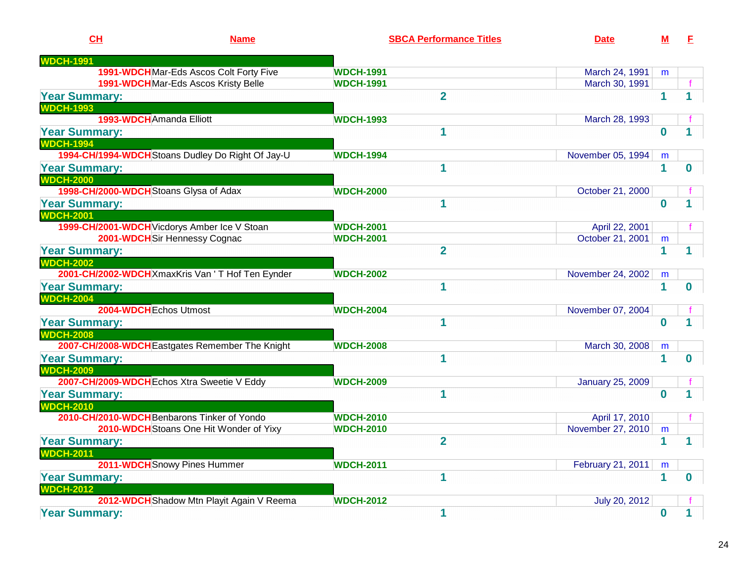| CH | Name | SBCA Performance Titles | Date | M | F |
|---|---|---|---|---|---|
| **WDCH-1991** | | | | | |
| 1991-WDCH | Mar-Eds Ascos Colt Forty Five | WDCH-1991 | March 24, 1991 | m | |
| 1991-WDCH | Mar-Eds Ascos Kristy Belle | WDCH-1991 | March 30, 1991 | | f |
| **Year Summary:** | | **2** | | **1** | **1** |
| **WDCH-1993** | | | | | |
| 1993-WDCH | Amanda Elliott | WDCH-1993 | March 28, 1993 | | f |
| **Year Summary:** | | **1** | | **0** | **1** |
| **WDCH-1994** | | | | | |
| 1994-CH/1994-WDCH | Stoans Dudley Do Right Of Jay-U | WDCH-1994 | November 05, 1994 | m | |
| **Year Summary:** | | **1** | | **1** | **0** |
| **WDCH-2000** | | | | | |
| 1998-CH/2000-WDCH | Stoans Glysa of Adax | WDCH-2000 | October 21, 2000 | | f |
| **Year Summary:** | | **1** | | **0** | **1** |
| **WDCH-2001** | | | | | |
| 1999-CH/2001-WDCH | Vicdorys Amber Ice V Stoan | WDCH-2001 | April 22, 2001 | | f |
| 2001-WDCH | Sir Hennessy Cognac | WDCH-2001 | October 21, 2001 | m | |
| **Year Summary:** | | **2** | | **1** | **1** |
| **WDCH-2002** | | | | | |
| 2001-CH/2002-WDCH | XmaxKris Van ' T Hof Ten Eynder | WDCH-2002 | November 24, 2002 | m | |
| **Year Summary:** | | **1** | | **1** | **0** |
| **WDCH-2004** | | | | | |
| 2004-WDCH | Echos Utmost | WDCH-2004 | November 07, 2004 | | f |
| **Year Summary:** | | **1** | | **0** | **1** |
| **WDCH-2008** | | | | | |
| 2007-CH/2008-WDCH | Eastgates Remember The Knight | WDCH-2008 | March 30, 2008 | m | |
| **Year Summary:** | | **1** | | **1** | **0** |
| **WDCH-2009** | | | | | |
| 2007-CH/2009-WDCH | Echos Xtra Sweetie V Eddy | WDCH-2009 | January 25, 2009 | | f |
| **Year Summary:** | | **1** | | **0** | **1** |
| **WDCH-2010** | | | | | |
| 2010-CH/2010-WDCH | Benbarons Tinker of Yondo | WDCH-2010 | April 17, 2010 | | f |
| 2010-WDCH | Stoans One Hit Wonder of Yixy | WDCH-2010 | November 27, 2010 | m | |
| **Year Summary:** | | **2** | | **1** | **1** |
| **WDCH-2011** | | | | | |
| 2011-WDCH | Snowy Pines Hummer | WDCH-2011 | February 21, 2011 | m | |
| **Year Summary:** | | **1** | | **1** | **0** |
| **WDCH-2012** | | | | | |
| 2012-WDCH | Shadow Mtn Playit Again V Reema | WDCH-2012 | July 20, 2012 | | f |
| **Year Summary:** | | **1** | | **0** | **1** |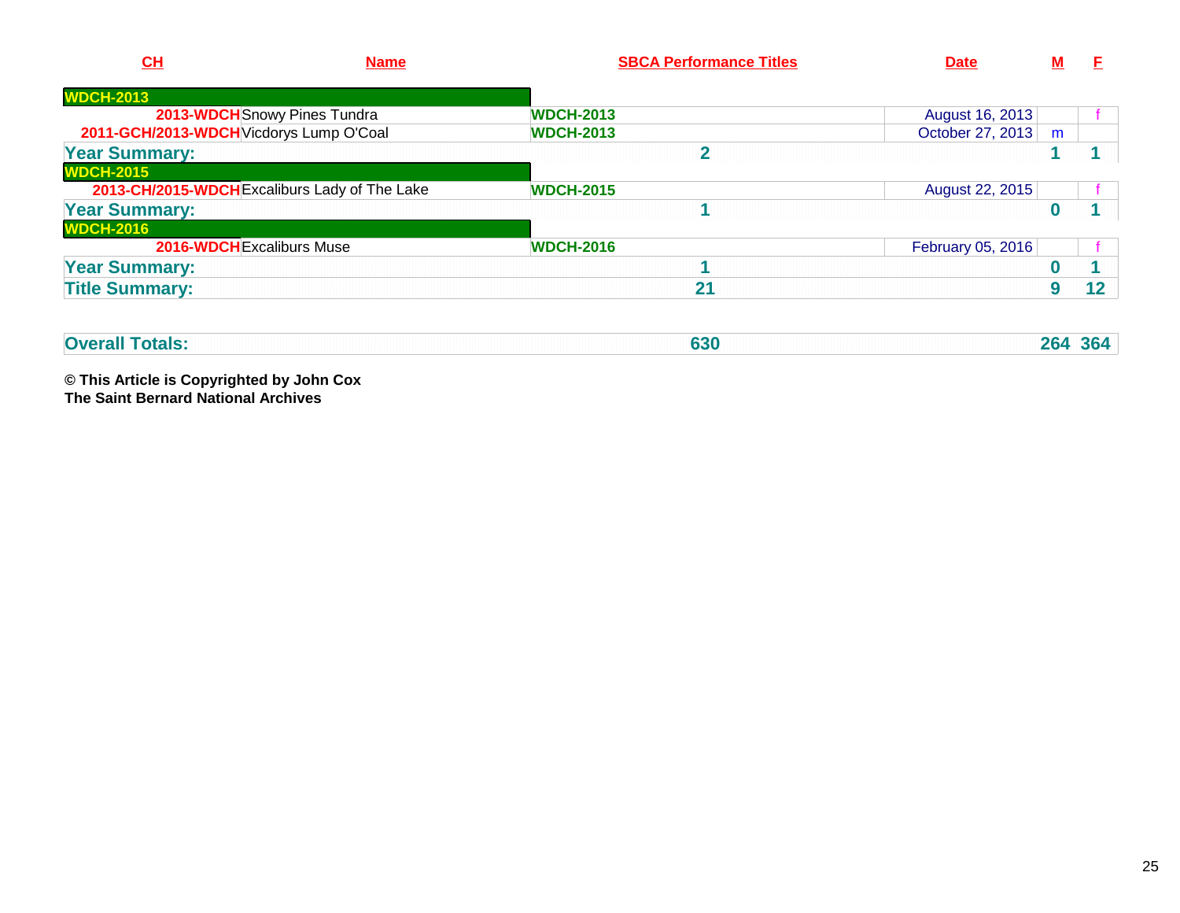| CH | Name | SBCA Performance Titles | Date | M | F |
|---|---|---|---|---|---|
| **WDCH-2013** | | | | | |
| 2013-WDCH | Snowy Pines Tundra | WDCH-2013 | August 16, 2013 | | f |
| 2011-GCH/2013-WDCH | Vicdorys Lump O'Coal | WDCH-2013 | October 27, 2013 | m | |
| **Year Summary:** | | **2** | | **1** | **1** |
| **WDCH-2015** | | | | | |
| 2013-CH/2015-WDCH | Excaliburs Lady of The Lake | WDCH-2015 | August 22, 2015 | | f |
| **Year Summary:** | | **1** | | **0** | **1** |
| **WDCH-2016** | | | | | |
| 2016-WDCH | Excaliburs Muse | WDCH-2016 | February 05, 2016 | | f |
| **Year Summary:** | | **1** | | **0** | **1** |
| **Title Summary:** | | **21** | | **9** | **12** |
| **Overall Totals:** | | **630** | | **264** | **364** |

**© This Article is Copyrighted by John Cox**
**The Saint Bernard National Archives**